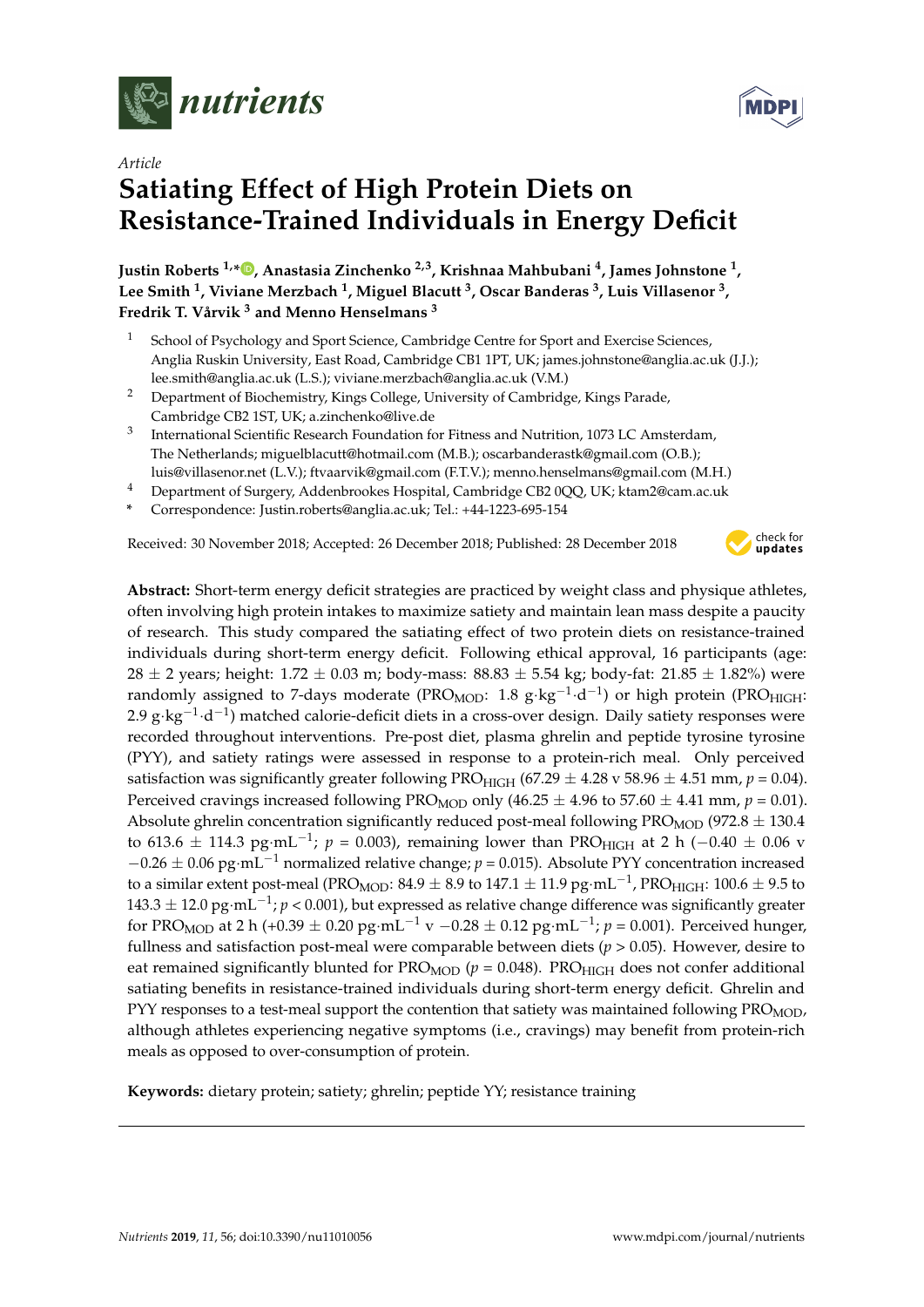*Article*

# Satiating Effect of High Protein Diets on Resistance-Trained Individuals in Energy Deficit

**Justin Roberts [1,*], Anastasia Zinchenko [2,3], Krishnaa Mahbubani [4], James Johnstone [1], Lee Smith [1], Viviane Merzbach [1], Miguel Blacutt [3], Oscar Banderas [3], Luis Villasenor [3], Fredrik T. Vårvik [3] and Menno Henselmans [3]**

[1] School of Psychology and Sport Science, Cambridge Centre for Sport and Exercise Sciences, Anglia Ruskin University, East Road, Cambridge CB1 1PT, UK; james.johnstone@anglia.ac.uk (J.J.); lee.smith@anglia.ac.uk (L.S.); viviane.merzbach@anglia.ac.uk (V.M.)

[2] Department of Biochemistry, Kings College, University of Cambridge, Kings Parade, Cambridge CB2 1ST, UK; a.zinchenko@live.de

[3] International Scientific Research Foundation for Fitness and Nutrition, 1073 LC Amsterdam, The Netherlands; miguelblacutt@hotmail.com (M.B.); oscarbanderastk@gmail.com (O.B.); luis@villasenor.net (L.V.); ftvaarvik@gmail.com (F.T.V.); menno.henselmans@gmail.com (M.H.)

[4] Department of Surgery, Addenbrookes Hospital, Cambridge CB2 0QQ, UK; ktam2@cam.ac.uk

\* Correspondence: Justin.roberts@anglia.ac.uk; Tel.: +44-1223-695-154

Received: 30 November 2018; Accepted: 26 December 2018; Published: 28 December 2018

**Abstract:** Short-term energy deficit strategies are practiced by weight class and physique athletes, often involving high protein intakes to maximize satiety and maintain lean mass despite a paucity of research. This study compared the satiating effect of two protein diets on resistance-trained individuals during short-term energy deficit. Following ethical approval, 16 participants (age: 28 ± 2 years; height: 1.72 ± 0.03 m; body-mass: 88.83 ± 5.54 kg; body-fat: 21.85 ± 1.82%) were randomly assigned to 7-days moderate ($PRO_{MOD}$: 1.8 $g \cdot kg^{-1} \cdot d^{-1}$) or high protein ($PRO_{HIGH}$: 2.9 $g \cdot kg^{-1} \cdot d^{-1}$) matched calorie-deficit diets in a cross-over design. Daily satiety responses were recorded throughout interventions. Pre-post diet, plasma ghrelin and peptide tyrosine tyrosine (PYY), and satiety ratings were assessed in response to a protein-rich meal. Only perceived satisfaction was significantly greater following $PRO_{HIGH}$ (67.29 ± 4.28 v 58.96 ± 4.51 mm, $p = 0.04$). Perceived cravings increased following $PRO_{MOD}$ only (46.25 ± 4.96 to 57.60 ± 4.41 mm, $p = 0.01$). Absolute ghrelin concentration significantly reduced post-meal following $PRO_{MOD}$ (972.8 ± 130.4 to 613.6 ± 114.3 $pg \cdot mL^{-1}$; $p = 0.003$), remaining lower than $PRO_{HIGH}$ at 2 h (−0.40 ± 0.06 v −0.26 ± 0.06 $pg \cdot mL^{-1}$ normalized relative change; $p = 0.015$). Absolute PYY concentration increased to a similar extent post-meal ($PRO_{MOD}$: 84.9 ± 8.9 to 147.1 ± 11.9 $pg \cdot mL^{-1}$, $PRO_{HIGH}$: 100.6 ± 9.5 to 143.3 ± 12.0 $pg \cdot mL^{-1}$; $p < 0.001$), but expressed as relative change difference was significantly greater for $PRO_{MOD}$ at 2 h (+0.39 ± 0.20 $pg \cdot mL^{-1}$ v −0.28 ± 0.12 $pg \cdot mL^{-1}$; $p = 0.001$). Perceived hunger, fullness and satisfaction post-meal were comparable between diets ($p > 0.05$). However, desire to eat remained significantly blunted for $PRO_{MOD}$ ($p = 0.048$). $PRO_{HIGH}$ does not confer additional satiating benefits in resistance-trained individuals during short-term energy deficit. Ghrelin and PYY responses to a test-meal support the contention that satiety was maintained following $PRO_{MOD}$, although athletes experiencing negative symptoms (i.e., cravings) may benefit from protein-rich meals as opposed to over-consumption of protein.

**Keywords:** dietary protein; satiety; ghrelin; peptide YY; resistance training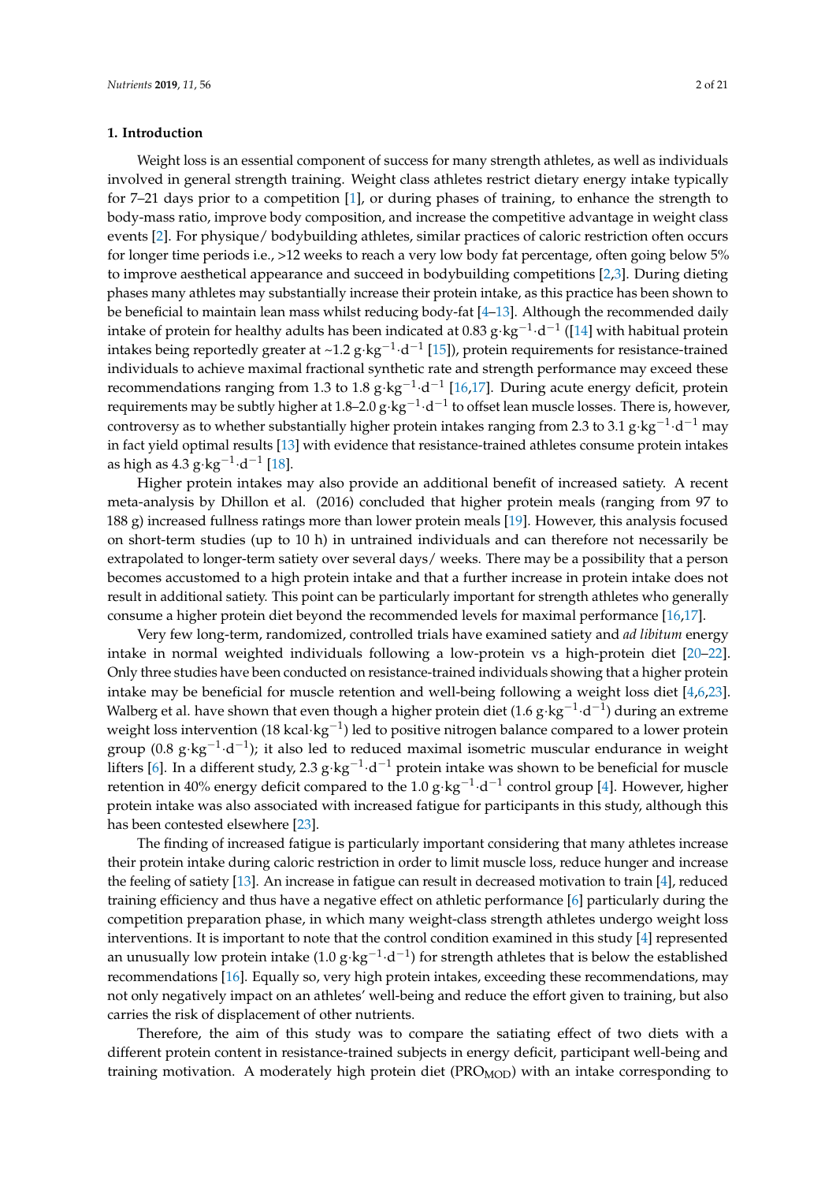## 1. Introduction

Weight loss is an essential component of success for many strength athletes, as well as individuals involved in general strength training. Weight class athletes restrict dietary energy intake typically for 7–21 days prior to a competition [1], or during phases of training, to enhance the strength to body-mass ratio, improve body composition, and increase the competitive advantage in weight class events [2]. For physique/ bodybuilding athletes, similar practices of caloric restriction often occurs for longer time periods i.e., >12 weeks to reach a very low body fat percentage, often going below 5% to improve aesthetical appearance and succeed in bodybuilding competitions [2,3]. During dieting phases many athletes may substantially increase their protein intake, as this practice has been shown to be beneficial to maintain lean mass whilst reducing body-fat [4–13]. Although the recommended daily intake of protein for healthy adults has been indicated at 0.83 $g \cdot kg^{-1} \cdot d^{-1}$ ([14] with habitual protein intakes being reportedly greater at ~1.2 $g \cdot kg^{-1} \cdot d^{-1}$ [15]), protein requirements for resistance-trained individuals to achieve maximal fractional synthetic rate and strength performance may exceed these recommendations ranging from 1.3 to 1.8 $g \cdot kg^{-1} \cdot d^{-1}$ [16,17]. During acute energy deficit, protein requirements may be subtly higher at 1.8–2.0 $g \cdot kg^{-1} \cdot d^{-1}$ to offset lean muscle losses. There is, however, controversy as to whether substantially higher protein intakes ranging from 2.3 to 3.1 $g \cdot kg^{-1} \cdot d^{-1}$ may in fact yield optimal results [13] with evidence that resistance-trained athletes consume protein intakes as high as 4.3 $g \cdot kg^{-1} \cdot d^{-1}$ [18].

Higher protein intakes may also provide an additional benefit of increased satiety. A recent meta-analysis by Dhillon et al. (2016) concluded that higher protein meals (ranging from 97 to 188 g) increased fullness ratings more than lower protein meals [19]. However, this analysis focused on short-term studies (up to 10 h) in untrained individuals and can therefore not necessarily be extrapolated to longer-term satiety over several days/ weeks. There may be a possibility that a person becomes accustomed to a high protein intake and that a further increase in protein intake does not result in additional satiety. This point can be particularly important for strength athletes who generally consume a higher protein diet beyond the recommended levels for maximal performance [16,17].

Very few long-term, randomized, controlled trials have examined satiety and *ad libitum* energy intake in normal weighted individuals following a low-protein vs a high-protein diet [20–22]. Only three studies have been conducted on resistance-trained individuals showing that a higher protein intake may be beneficial for muscle retention and well-being following a weight loss diet [4,6,23]. Walberg et al. have shown that even though a higher protein diet (1.6 $g \cdot kg^{-1} \cdot d^{-1}$) during an extreme weight loss intervention (18 $kcal \cdot kg^{-1}$) led to positive nitrogen balance compared to a lower protein group (0.8 $g \cdot kg^{-1} \cdot d^{-1}$); it also led to reduced maximal isometric muscular endurance in weight lifters [6]. In a different study, 2.3 $g \cdot kg^{-1} \cdot d^{-1}$ protein intake was shown to be beneficial for muscle retention in 40% energy deficit compared to the 1.0 $g \cdot kg^{-1} \cdot d^{-1}$ control group [4]. However, higher protein intake was also associated with increased fatigue for participants in this study, although this has been contested elsewhere [23].

The finding of increased fatigue is particularly important considering that many athletes increase their protein intake during caloric restriction in order to limit muscle loss, reduce hunger and increase the feeling of satiety [13]. An increase in fatigue can result in decreased motivation to train [4], reduced training efficiency and thus have a negative effect on athletic performance [6] particularly during the competition preparation phase, in which many weight-class strength athletes undergo weight loss interventions. It is important to note that the control condition examined in this study [4] represented an unusually low protein intake (1.0 $g \cdot kg^{-1} \cdot d^{-1}$) for strength athletes that is below the established recommendations [16]. Equally so, very high protein intakes, exceeding these recommendations, may not only negatively impact on an athletes' well-being and reduce the effort given to training, but also carries the risk of displacement of other nutrients.

Therefore, the aim of this study was to compare the satiating effect of two diets with a different protein content in resistance-trained subjects in energy deficit, participant well-being and training motivation. A moderately high protein diet ($PRO_{MOD}$) with an intake corresponding to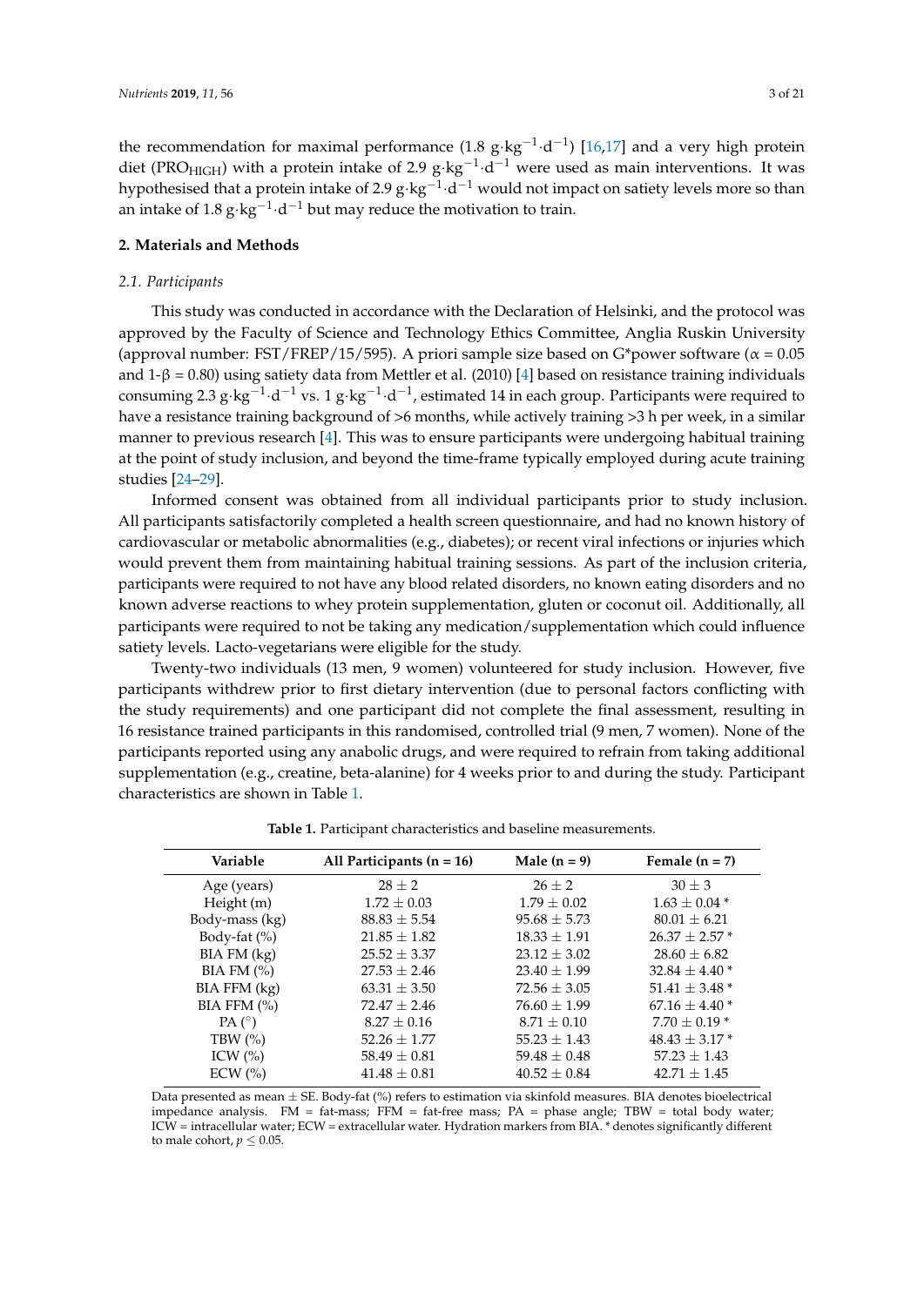the recommendation for maximal performance (1.8 $g \cdot kg^{-1} \cdot d^{-1}$) [16,17] and a very high protein diet ($PRO_{HIGH}$) with a protein intake of 2.9 $g \cdot kg^{-1} \cdot d^{-1}$ were used as main interventions. It was hypothesised that a protein intake of 2.9 $g \cdot kg^{-1} \cdot d^{-1}$ would not impact on satiety levels more so than an intake of 1.8 $g \cdot kg^{-1} \cdot d^{-1}$ but may reduce the motivation to train.

## 2. Materials and Methods

### *2.1. Participants*

This study was conducted in accordance with the Declaration of Helsinki, and the protocol was approved by the Faculty of Science and Technology Ethics Committee, Anglia Ruskin University (approval number: FST/FREP/15/595). A priori sample size based on G*power software ($\alpha = 0.05$ and $1\text{-}\beta = 0.80$) using satiety data from Mettler et al. (2010) [4] based on resistance training individuals consuming 2.3 $g \cdot kg^{-1} \cdot d^{-1}$ vs. 1 $g \cdot kg^{-1} \cdot d^{-1}$, estimated 14 in each group. Participants were required to have a resistance training background of >6 months, while actively training >3 h per week, in a similar manner to previous research [4]. This was to ensure participants were undergoing habitual training at the point of study inclusion, and beyond the time-frame typically employed during acute training studies [24–29].

Informed consent was obtained from all individual participants prior to study inclusion. All participants satisfactorily completed a health screen questionnaire, and had no known history of cardiovascular or metabolic abnormalities (e.g., diabetes); or recent viral infections or injuries which would prevent them from maintaining habitual training sessions. As part of the inclusion criteria, participants were required to not have any blood related disorders, no known eating disorders and no known adverse reactions to whey protein supplementation, gluten or coconut oil. Additionally, all participants were required to not be taking any medication/supplementation which could influence satiety levels. Lacto-vegetarians were eligible for the study.

Twenty-two individuals (13 men, 9 women) volunteered for study inclusion. However, five participants withdrew prior to first dietary intervention (due to personal factors conflicting with the study requirements) and one participant did not complete the final assessment, resulting in 16 resistance trained participants in this randomised, controlled trial (9 men, 7 women). None of the participants reported using any anabolic drugs, and were required to refrain from taking additional supplementation (e.g., creatine, beta-alanine) for 4 weeks prior to and during the study. Participant characteristics are shown in Table 1.

**Table 1.** Participant characteristics and baseline measurements.

| Variable | All Participants (n = 16) | Male (n = 9) | Female (n = 7) |
|---|---|---|---|
| Age (years) | 28 ± 2 | 26 ± 2 | 30 ± 3 |
| Height (m) | 1.72 ± 0.03 | 1.79 ± 0.02 | 1.63 ± 0.04 * |
| Body-mass (kg) | 88.83 ± 5.54 | 95.68 ± 5.73 | 80.01 ± 6.21 |
| Body-fat (%) | 21.85 ± 1.82 | 18.33 ± 1.91 | 26.37 ± 2.57 * |
| BIA FM (kg) | 25.52 ± 3.37 | 23.12 ± 3.02 | 28.60 ± 6.82 |
| BIA FM (%) | 27.53 ± 2.46 | 23.40 ± 1.99 | 32.84 ± 4.40 * |
| BIA FFM (kg) | 63.31 ± 3.50 | 72.56 ± 3.05 | 51.41 ± 3.48 * |
| BIA FFM (%) | 72.47 ± 2.46 | 76.60 ± 1.99 | 67.16 ± 4.40 * |
| PA (°) | 8.27 ± 0.16 | 8.71 ± 0.10 | 7.70 ± 0.19 * |
| TBW (%) | 52.26 ± 1.77 | 55.23 ± 1.43 | 48.43 ± 3.17 * |
| ICW (%) | 58.49 ± 0.81 | 59.48 ± 0.48 | 57.23 ± 1.43 |
| ECW (%) | 41.48 ± 0.81 | 40.52 ± 0.84 | 42.71 ± 1.45 |

Data presented as mean ± SE. Body-fat (%) refers to estimation via skinfold measures. BIA denotes bioelectrical impedance analysis. FM = fat-mass; FFM = fat-free mass; PA = phase angle; TBW = total body water; ICW = intracellular water; ECW = extracellular water. Hydration markers from BIA. * denotes significantly different to male cohort, $p \leq 0.05$.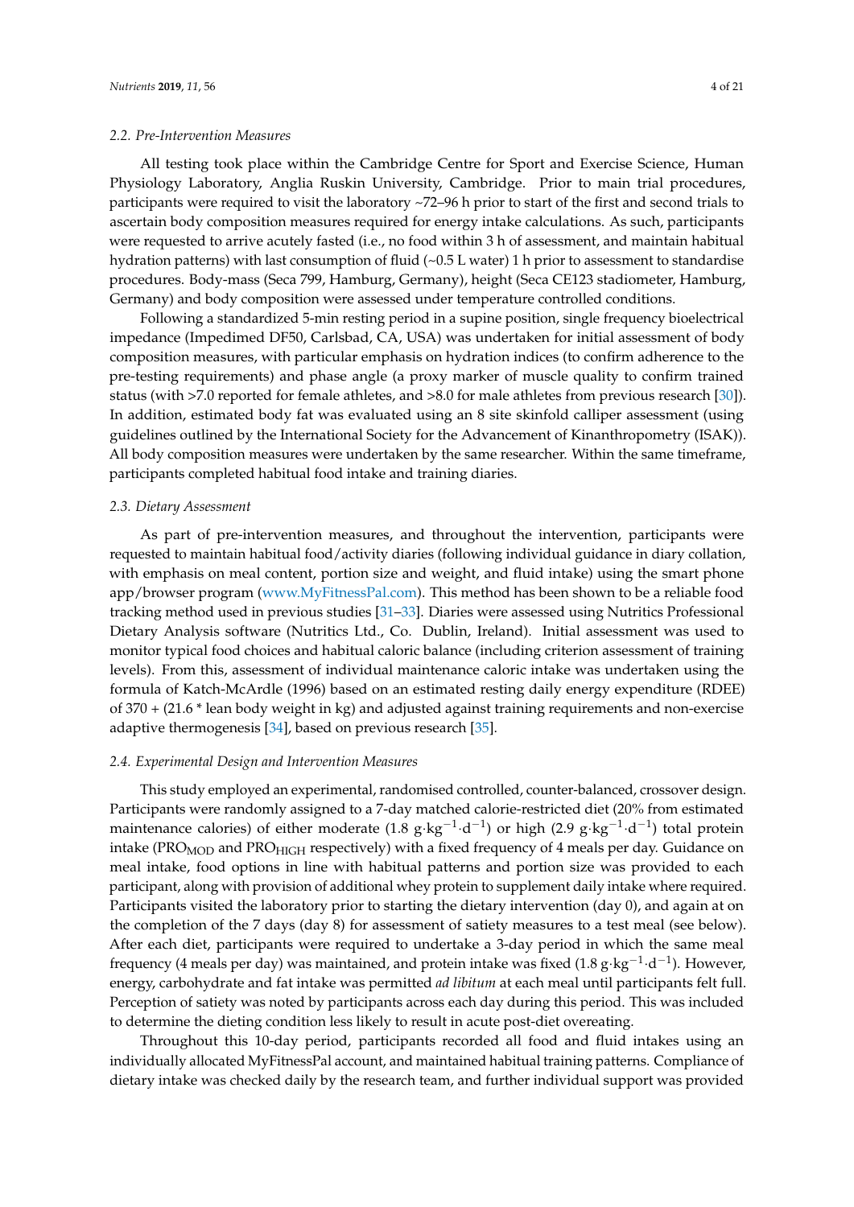### 2.2. Pre-Intervention Measures

All testing took place within the Cambridge Centre for Sport and Exercise Science, Human Physiology Laboratory, Anglia Ruskin University, Cambridge. Prior to main trial procedures, participants were required to visit the laboratory ~72–96 h prior to start of the first and second trials to ascertain body composition measures required for energy intake calculations. As such, participants were requested to arrive acutely fasted (i.e., no food within 3 h of assessment, and maintain habitual hydration patterns) with last consumption of fluid (~0.5 L water) 1 h prior to assessment to standardise procedures. Body-mass (Seca 799, Hamburg, Germany), height (Seca CE123 stadiometer, Hamburg, Germany) and body composition were assessed under temperature controlled conditions.

Following a standardized 5-min resting period in a supine position, single frequency bioelectrical impedance (Impedimed DF50, Carlsbad, CA, USA) was undertaken for initial assessment of body composition measures, with particular emphasis on hydration indices (to confirm adherence to the pre-testing requirements) and phase angle (a proxy marker of muscle quality to confirm trained status (with >7.0 reported for female athletes, and >8.0 for male athletes from previous research [30]). In addition, estimated body fat was evaluated using an 8 site skinfold calliper assessment (using guidelines outlined by the International Society for the Advancement of Kinanthropometry (ISAK)). All body composition measures were undertaken by the same researcher. Within the same timeframe, participants completed habitual food intake and training diaries.

### 2.3. Dietary Assessment

As part of pre-intervention measures, and throughout the intervention, participants were requested to maintain habitual food/activity diaries (following individual guidance in diary collation, with emphasis on meal content, portion size and weight, and fluid intake) using the smart phone app/browser program (www.MyFitnessPal.com). This method has been shown to be a reliable food tracking method used in previous studies [31–33]. Diaries were assessed using Nutritics Professional Dietary Analysis software (Nutritics Ltd., Co. Dublin, Ireland). Initial assessment was used to monitor typical food choices and habitual caloric balance (including criterion assessment of training levels). From this, assessment of individual maintenance caloric intake was undertaken using the formula of Katch-McArdle (1996) based on an estimated resting daily energy expenditure (RDEE) of 370 + (21.6 * lean body weight in kg) and adjusted against training requirements and non-exercise adaptive thermogenesis [34], based on previous research [35].

### 2.4. Experimental Design and Intervention Measures

This study employed an experimental, randomised controlled, counter-balanced, crossover design. Participants were randomly assigned to a 7-day matched calorie-restricted diet (20% from estimated maintenance calories) of either moderate (1.8 $g \cdot kg^{-1} \cdot d^{-1}$) or high (2.9 $g \cdot kg^{-1} \cdot d^{-1}$) total protein intake ($PRO_{MOD}$ and $PRO_{HIGH}$ respectively) with a fixed frequency of 4 meals per day. Guidance on meal intake, food options in line with habitual patterns and portion size was provided to each participant, along with provision of additional whey protein to supplement daily intake where required. Participants visited the laboratory prior to starting the dietary intervention (day 0), and again at on the completion of the 7 days (day 8) for assessment of satiety measures to a test meal (see below). After each diet, participants were required to undertake a 3-day period in which the same meal frequency (4 meals per day) was maintained, and protein intake was fixed (1.8 $g \cdot kg^{-1} \cdot d^{-1}$). However, energy, carbohydrate and fat intake was permitted *ad libitum* at each meal until participants felt full. Perception of satiety was noted by participants across each day during this period. This was included to determine the dieting condition less likely to result in acute post-diet overeating.

Throughout this 10-day period, participants recorded all food and fluid intakes using an individually allocated MyFitnessPal account, and maintained habitual training patterns. Compliance of dietary intake was checked daily by the research team, and further individual support was provided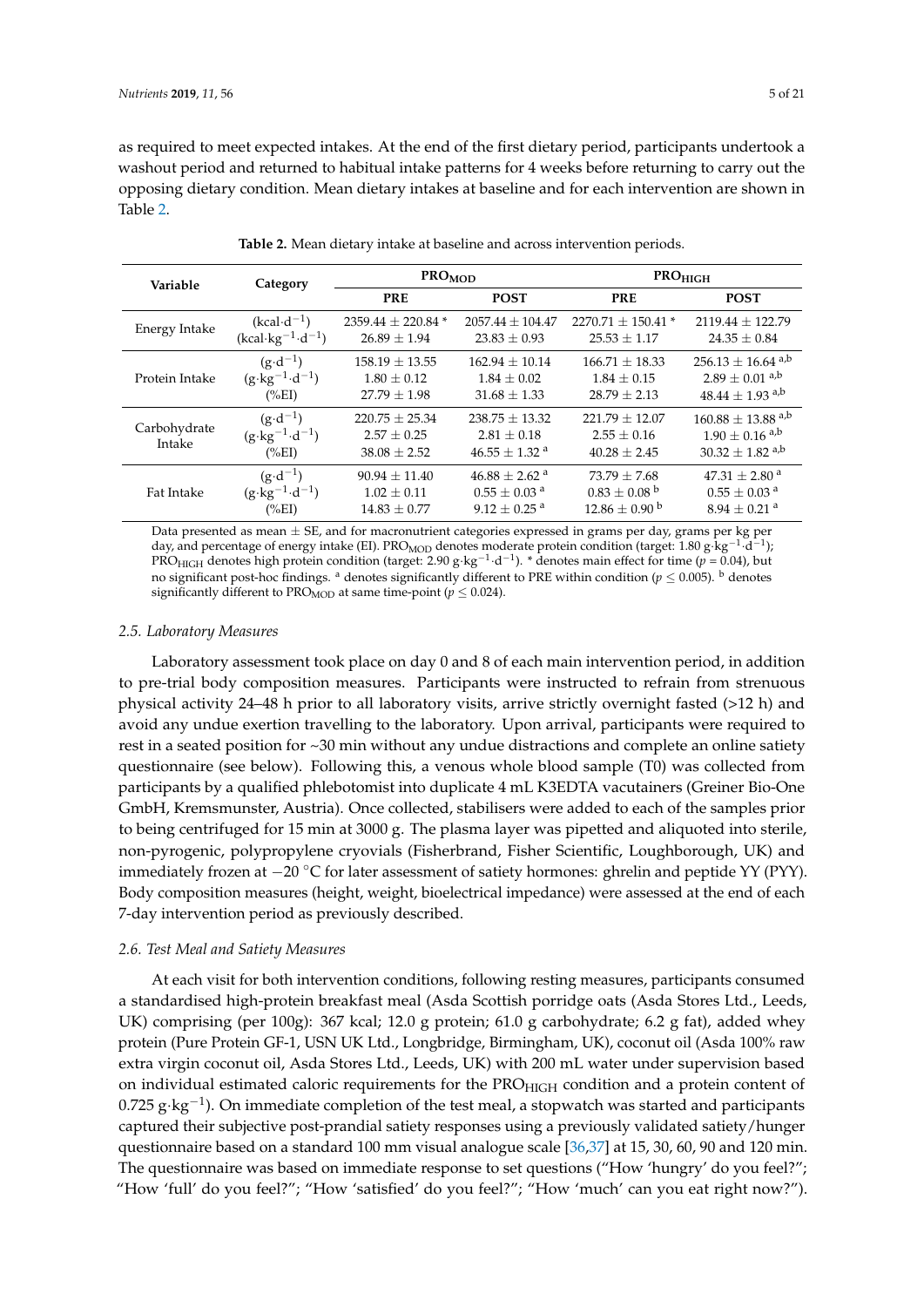as required to meet expected intakes. At the end of the first dietary period, participants undertook a washout period and returned to habitual intake patterns for 4 weeks before returning to carry out the opposing dietary condition. Mean dietary intakes at baseline and for each intervention are shown in Table 2.

**Table 2.** Mean dietary intake at baseline and across intervention periods.

| Variable | Category | $PRO_{MOD}$ | | $PRO_{HIGH}$ | |
|---|---|---|---|---|---|
| | | **PRE** | **POST** | **PRE** | **POST** |
| Energy Intake | $(kcal \cdot d^{-1})$ | 2359.44 ± 220.84 * | 2057.44 ± 104.47 | 2270.71 ± 150.41 * | 2119.44 ± 122.79 |
| | $(kcal \cdot kg^{-1} \cdot d^{-1})$ | 26.89 ± 1.94 | 23.83 ± 0.93 | 25.53 ± 1.17 | 24.35 ± 0.84 |
| Protein Intake | $(g \cdot d^{-1})$ | 158.19 ± 13.55 | 162.94 ± 10.14 | 166.71 ± 18.33 | 256.13 ± 16.64 [a,b] |
| | $(g \cdot kg^{-1} \cdot d^{-1})$ | 1.80 ± 0.12 | 1.84 ± 0.02 | 1.84 ± 0.15 | 2.89 ± 0.01 [a,b] |
| | (%EI) | 27.79 ± 1.98 | 31.68 ± 1.33 | 28.79 ± 2.13 | 48.44 ± 1.93 [a,b] |
| Carbohydrate Intake | $(g \cdot d^{-1})$ | 220.75 ± 25.34 | 238.75 ± 13.32 | 221.79 ± 12.07 | 160.88 ± 13.88 [a,b] |
| | $(g \cdot kg^{-1} \cdot d^{-1})$ | 2.57 ± 0.25 | 2.81 ± 0.18 | 2.55 ± 0.16 | 1.90 ± 0.16 [a,b] |
| | (%EI) | 38.08 ± 2.52 | 46.55 ± 1.32 [a] | 40.28 ± 2.45 | 30.32 ± 1.82 [a,b] |
| Fat Intake | $(g \cdot d^{-1})$ | 90.94 ± 11.40 | 46.88 ± 2.62 [a] | 73.79 ± 7.68 | 47.31 ± 2.80 [a] |
| | $(g \cdot kg^{-1} \cdot d^{-1})$ | 1.02 ± 0.11 | 0.55 ± 0.03 [a] | 0.83 ± 0.08 [b] | 0.55 ± 0.03 [a] |
| | (%EI) | 14.83 ± 0.77 | 9.12 ± 0.25 [a] | 12.86 ± 0.90 [b] | 8.94 ± 0.21 [a] |

Data presented as mean ± SE, and for macronutrient categories expressed in grams per day, grams per kg per day, and percentage of energy intake (EI). $PRO_{MOD}$ denotes moderate protein condition (target: $1.80\ g \cdot kg^{-1} \cdot d^{-1}$); $PRO_{HIGH}$ denotes high protein condition (target: $2.90\ g \cdot kg^{-1} \cdot d^{-1}$). * denotes main effect for time ($p = 0.04$), but no significant post-hoc findings. [a] denotes significantly different to PRE within condition ($p \leq 0.005$). [b] denotes significantly different to $PRO_{MOD}$ at same time-point ($p \leq 0.024$).

### 2.5. Laboratory Measures

Laboratory assessment took place on day 0 and 8 of each main intervention period, in addition to pre-trial body composition measures. Participants were instructed to refrain from strenuous physical activity 24–48 h prior to all laboratory visits, arrive strictly overnight fasted (>12 h) and avoid any undue exertion travelling to the laboratory. Upon arrival, participants were required to rest in a seated position for ~30 min without any undue distractions and complete an online satiety questionnaire (see below). Following this, a venous whole blood sample (T0) was collected from participants by a qualified phlebotomist into duplicate 4 mL K3EDTA vacutainers (Greiner Bio-One GmbH, Kremsmunster, Austria). Once collected, stabilisers were added to each of the samples prior to being centrifuged for 15 min at 3000 g. The plasma layer was pipetted and aliquoted into sterile, non-pyrogenic, polypropylene cryovials (Fisherbrand, Fisher Scientific, Loughborough, UK) and immediately frozen at −20 °C for later assessment of satiety hormones: ghrelin and peptide YY (PYY). Body composition measures (height, weight, bioelectrical impedance) were assessed at the end of each 7-day intervention period as previously described.

### 2.6. Test Meal and Satiety Measures

At each visit for both intervention conditions, following resting measures, participants consumed a standardised high-protein breakfast meal (Asda Scottish porridge oats (Asda Stores Ltd., Leeds, UK) comprising (per 100g): 367 kcal; 12.0 g protein; 61.0 g carbohydrate; 6.2 g fat), added whey protein (Pure Protein GF-1, USN UK Ltd., Longbridge, Birmingham, UK), coconut oil (Asda 100% raw extra virgin coconut oil, Asda Stores Ltd., Leeds, UK) with 200 mL water under supervision based on individual estimated caloric requirements for the $PRO_{HIGH}$ condition and a protein content of $0.725\ g \cdot kg^{-1}$). On immediate completion of the test meal, a stopwatch was started and participants captured their subjective post-prandial satiety responses using a previously validated satiety/hunger questionnaire based on a standard 100 mm visual analogue scale [36,37] at 15, 30, 60, 90 and 120 min. The questionnaire was based on immediate response to set questions ("How 'hungry' do you feel?"; "How 'full' do you feel?"; "How 'satisfied' do you feel?"; "How 'much' can you eat right now?").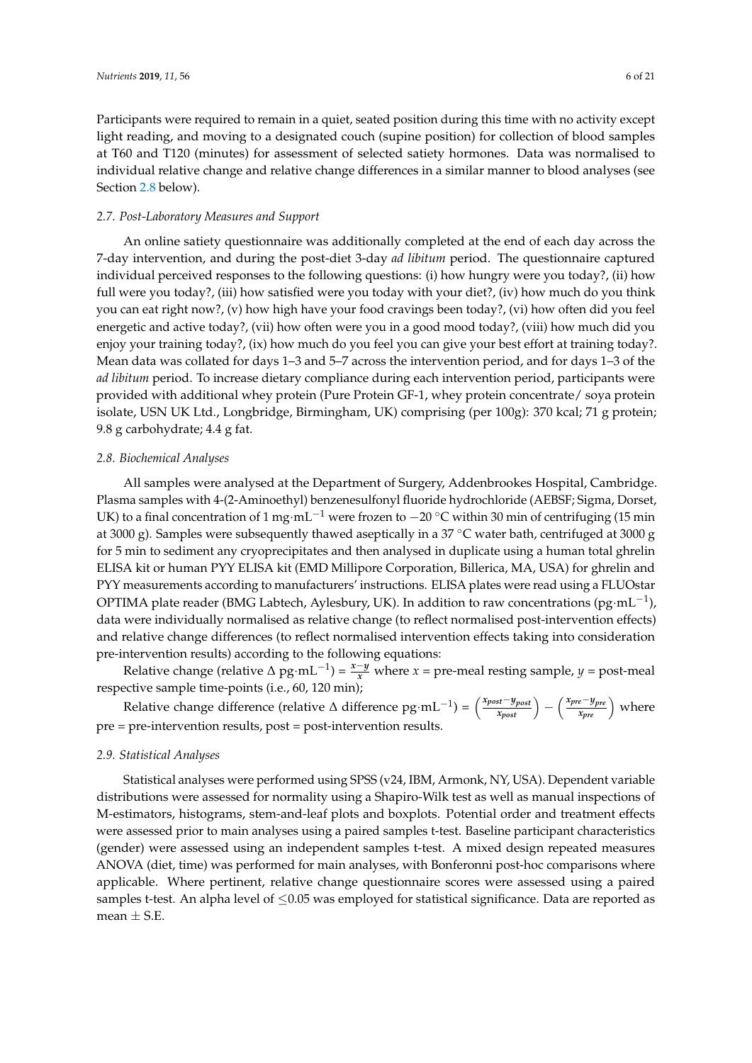Participants were required to remain in a quiet, seated position during this time with no activity except light reading, and moving to a designated couch (supine position) for collection of blood samples at T60 and T120 (minutes) for assessment of selected satiety hormones. Data was normalised to individual relative change and relative change differences in a similar manner to blood analyses (see Section 2.8 below).

### 2.7. Post-Laboratory Measures and Support

An online satiety questionnaire was additionally completed at the end of each day across the 7-day intervention, and during the post-diet 3-day *ad libitum* period. The questionnaire captured individual perceived responses to the following questions: (i) how hungry were you today?, (ii) how full were you today?, (iii) how satisfied were you today with your diet?, (iv) how much do you think you can eat right now?, (v) how high have your food cravings been today?, (vi) how often did you feel energetic and active today?, (vii) how often were you in a good mood today?, (viii) how much did you enjoy your training today?, (ix) how much do you feel you can give your best effort at training today?. Mean data was collated for days 1–3 and 5–7 across the intervention period, and for days 1–3 of the *ad libitum* period. To increase dietary compliance during each intervention period, participants were provided with additional whey protein (Pure Protein GF-1, whey protein concentrate/ soya protein isolate, USN UK Ltd., Longbridge, Birmingham, UK) comprising (per 100g): 370 kcal; 71 g protein; 9.8 g carbohydrate; 4.4 g fat.

### 2.8. Biochemical Analyses

All samples were analysed at the Department of Surgery, Addenbrookes Hospital, Cambridge. Plasma samples with 4-(2-Aminoethyl) benzenesulfonyl fluoride hydrochloride (AEBSF; Sigma, Dorset, UK) to a final concentration of 1 mg·mL$^{-1}$ were frozen to −20 °C within 30 min of centrifuging (15 min at 3000 g). Samples were subsequently thawed aseptically in a 37 °C water bath, centrifuged at 3000 g for 5 min to sediment any cryoprecipitates and then analysed in duplicate using a human total ghrelin ELISA kit or human PYY ELISA kit (EMD Millipore Corporation, Billerica, MA, USA) for ghrelin and PYY measurements according to manufacturers' instructions. ELISA plates were read using a FLUOstar OPTIMA plate reader (BMG Labtech, Aylesbury, UK). In addition to raw concentrations (pg·mL$^{-1}$), data were individually normalised as relative change (to reflect normalised post-intervention effects) and relative change differences (to reflect normalised intervention effects taking into consideration pre-intervention results) according to the following equations:

Relative change (relative Δ pg·mL$^{-1}$) = $\frac{x-y}{x}$ where $x$ = pre-meal resting sample, $y$ = post-meal respective sample time-points (i.e., 60, 120 min);

Relative change difference (relative Δ difference pg·mL$^{-1}$) = $\left(\frac{x_{post}-y_{post}}{x_{post}}\right) - \left(\frac{x_{pre}-y_{pre}}{x_{pre}}\right)$ where pre = pre-intervention results, post = post-intervention results.

### 2.9. Statistical Analyses

Statistical analyses were performed using SPSS (v24, IBM, Armonk, NY, USA). Dependent variable distributions were assessed for normality using a Shapiro-Wilk test as well as manual inspections of M-estimators, histograms, stem-and-leaf plots and boxplots. Potential order and treatment effects were assessed prior to main analyses using a paired samples t-test. Baseline participant characteristics (gender) were assessed using an independent samples t-test. A mixed design repeated measures ANOVA (diet, time) was performed for main analyses, with Bonferonni post-hoc comparisons where applicable. Where pertinent, relative change questionnaire scores were assessed using a paired samples t-test. An alpha level of $\leq$0.05 was employed for statistical significance. Data are reported as mean ± S.E.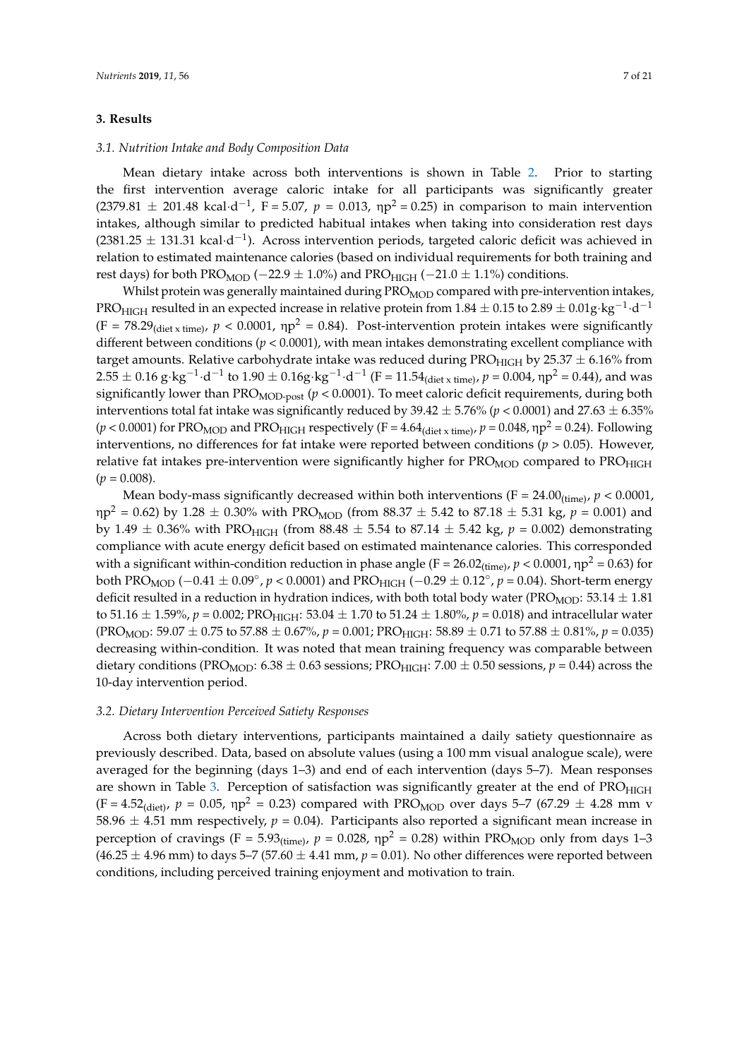## 3. Results

### *3.1. Nutrition Intake and Body Composition Data*

Mean dietary intake across both interventions is shown in Table 2. Prior to starting the first intervention average caloric intake for all participants was significantly greater ($2379.81 \pm 201.48$ kcal·d$^{-1}$, F = 5.07, $p$ = 0.013, $\eta p^2$ = 0.25) in comparison to main intervention intakes, although similar to predicted habitual intakes when taking into consideration rest days ($2381.25 \pm 131.31$ kcal·d$^{-1}$). Across intervention periods, targeted caloric deficit was achieved in relation to estimated maintenance calories (based on individual requirements for both training and rest days) for both $PRO_{MOD}$ ($-22.9 \pm 1.0\%$) and $PRO_{HIGH}$ ($-21.0 \pm 1.1\%$) conditions.

Whilst protein was generally maintained during $PRO_{MOD}$ compared with pre-intervention intakes, $PRO_{HIGH}$ resulted in an expected increase in relative protein from $1.84 \pm 0.15$ to $2.89 \pm 0.01$g·kg$^{-1}$·d$^{-1}$ ($F = 78.29_{(\text{diet x time})}$, $p < 0.0001$, $\eta p^2$ = 0.84). Post-intervention protein intakes were significantly different between conditions ($p < 0.0001$), with mean intakes demonstrating excellent compliance with target amounts. Relative carbohydrate intake was reduced during $PRO_{HIGH}$ by $25.37 \pm 6.16\%$ from $2.55 \pm 0.16$ g·kg$^{-1}$·d$^{-1}$ to $1.90 \pm 0.16$g·kg$^{-1}$·d$^{-1}$ ($F = 11.54_{(\text{diet x time})}$, $p$ = 0.004, $\eta p^2$ = 0.44), and was significantly lower than $PRO_{MOD\text{-}post}$ ($p < 0.0001$). To meet caloric deficit requirements, during both interventions total fat intake was significantly reduced by $39.42 \pm 5.76\%$ ($p < 0.0001$) and $27.63 \pm 6.35\%$ ($p < 0.0001$) for $PRO_{MOD}$ and $PRO_{HIGH}$ respectively ($F = 4.64_{(\text{diet x time})}$, $p$ = 0.048, $\eta p^2$ = 0.24). Following interventions, no differences for fat intake were reported between conditions ($p > 0.05$). However, relative fat intakes pre-intervention were significantly higher for $PRO_{MOD}$ compared to $PRO_{HIGH}$ ($p$ = 0.008).

Mean body-mass significantly decreased within both interventions ($F = 24.00_{(\text{time})}$, $p < 0.0001$, $\eta p^2$ = 0.62) by $1.28 \pm 0.30\%$ with $PRO_{MOD}$ (from $88.37 \pm 5.42$ to $87.18 \pm 5.31$ kg, $p$ = 0.001) and by $1.49 \pm 0.36\%$ with $PRO_{HIGH}$ (from $88.48 \pm 5.54$ to $87.14 \pm 5.42$ kg, $p$ = 0.002) demonstrating compliance with acute energy deficit based on estimated maintenance calories. This corresponded with a significant within-condition reduction in phase angle ($F = 26.02_{(\text{time})}$, $p < 0.0001$, $\eta p^2$ = 0.63) for both $PRO_{MOD}$ ($-0.41 \pm 0.09°$, $p < 0.0001$) and $PRO_{HIGH}$ ($-0.29 \pm 0.12°$, $p$ = 0.04). Short-term energy deficit resulted in a reduction in hydration indices, with both total body water ($PRO_{MOD}$: $53.14 \pm 1.81$ to $51.16 \pm 1.59\%$, $p$ = 0.002; $PRO_{HIGH}$: $53.04 \pm 1.70$ to $51.24 \pm 1.80\%$, $p$ = 0.018) and intracellular water ($PRO_{MOD}$: $59.07 \pm 0.75$ to $57.88 \pm 0.67\%$, $p$ = 0.001; $PRO_{HIGH}$: $58.89 \pm 0.71$ to $57.88 \pm 0.81\%$, $p$ = 0.035) decreasing within-condition. It was noted that mean training frequency was comparable between dietary conditions ($PRO_{MOD}$: $6.38 \pm 0.63$ sessions; $PRO_{HIGH}$: $7.00 \pm 0.50$ sessions, $p$ = 0.44) across the 10-day intervention period.

### *3.2. Dietary Intervention Perceived Satiety Responses*

Across both dietary interventions, participants maintained a daily satiety questionnaire as previously described. Data, based on absolute values (using a 100 mm visual analogue scale), were averaged for the beginning (days 1–3) and end of each intervention (days 5–7). Mean responses are shown in Table 3. Perception of satisfaction was significantly greater at the end of $PRO_{HIGH}$ ($F = 4.52_{(\text{diet})}$, $p$ = 0.05, $\eta p^2$ = 0.23) compared with $PRO_{MOD}$ over days 5–7 ($67.29 \pm 4.28$ mm v $58.96 \pm 4.51$ mm respectively, $p$ = 0.04). Participants also reported a significant mean increase in perception of cravings ($F = 5.93_{(\text{time})}$, $p$ = 0.028, $\eta p^2$ = 0.28) within $PRO_{MOD}$ only from days 1–3 ($46.25 \pm 4.96$ mm) to days 5–7 ($57.60 \pm 4.41$ mm, $p$ = 0.01). No other differences were reported between conditions, including perceived training enjoyment and motivation to train.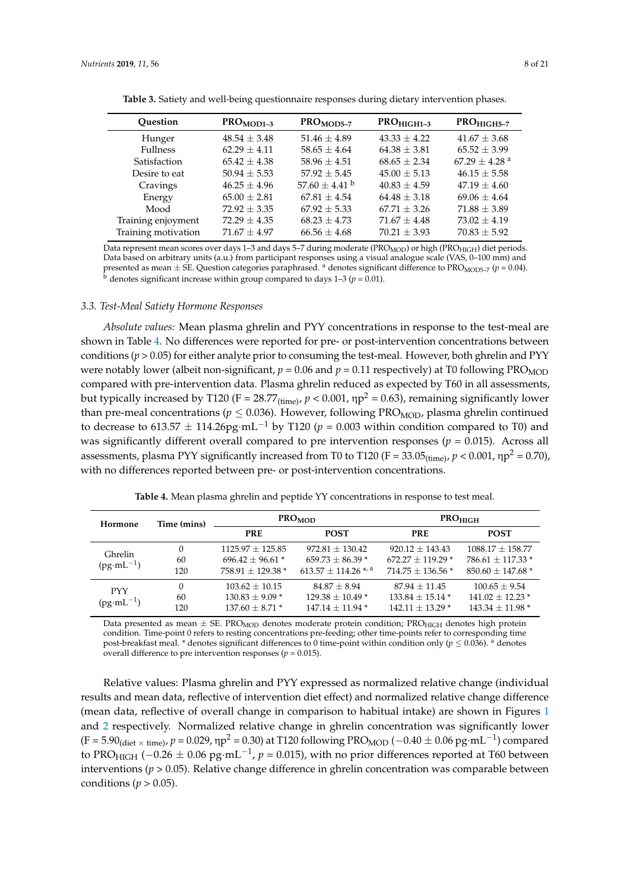**Table 3.** Satiety and well-being questionnaire responses during dietary intervention phases.

| Question | $PRO_{MOD1–3}$ | $PRO_{MOD5–7}$ | $PRO_{HIGH1–3}$ | $PRO_{HIGH5–7}$ |
|---|---|---|---|---|
| Hunger | 48.54 ± 3.48 | 51.46 ± 4.89 | 43.33 ± 4.22 | 41.67 ± 3.68 |
| Fullness | 62.29 ± 4.11 | 58.65 ± 4.64 | 64.38 ± 3.81 | 65.52 ± 3.99 |
| Satisfaction | 65.42 ± 4.38 | 58.96 ± 4.51 | 68.65 ± 2.34 | 67.29 ± 4.28 [a] |
| Desire to eat | 50.94 ± 5.53 | 57.92 ± 5.45 | 45.00 ± 5.13 | 46.15 ± 5.58 |
| Cravings | 46.25 ± 4.96 | 57.60 ± 4.41 [b] | 40.83 ± 4.59 | 47.19 ± 4.60 |
| Energy | 65.00 ± 2.81 | 67.81 ± 4.54 | 64.48 ± 3.18 | 69.06 ± 4.64 |
| Mood | 72.92 ± 3.35 | 67.92 ± 5.33 | 67.71 ± 3.26 | 71.88 ± 3.89 |
| Training enjoyment | 72.29 ± 4.35 | 68.23 ± 4.73 | 71.67 ± 4.48 | 73.02 ± 4.19 |
| Training motivation | 71.67 ± 4.97 | 66.56 ± 4.68 | 70.21 ± 3.93 | 70.83 ± 5.92 |

Data represent mean scores over days 1–3 and days 5–7 during moderate ($PRO_{MOD}$) or high ($PRO_{HIGH}$) diet periods. Data based on arbitrary units (a.u.) from participant responses using a visual analogue scale (VAS, 0–100 mm) and presented as mean ± SE. Question categories paraphrased. [a] denotes significant difference to $PRO_{MOD5–7}$ ($p = 0.04$). [b] denotes significant increase within group compared to days 1–3 ($p = 0.01$).

### 3.3. Test-Meal Satiety Hormone Responses

*Absolute values:* Mean plasma ghrelin and PYY concentrations in response to the test-meal are shown in Table 4. No differences were reported for pre- or post-intervention concentrations between conditions ($p > 0.05$) for either analyte prior to consuming the test-meal. However, both ghrelin and PYY were notably lower (albeit non-significant, $p = 0.06$ and $p = 0.11$ respectively) at T0 following $PRO_{MOD}$ compared with pre-intervention data. Plasma ghrelin reduced as expected by T60 in all assessments, but typically increased by T120 ($F = 28.77_{(time)}$, $p < 0.001$, $\eta p^2 = 0.63$), remaining significantly lower than pre-meal concentrations ($p \leq 0.036$). However, following $PRO_{MOD}$, plasma ghrelin continued to decrease to 613.57 ± 114.26pg·mL$^{-1}$ by T120 ($p = 0.003$ within condition compared to T0) and was significantly different overall compared to pre intervention responses ($p = 0.015$). Across all assessments, plasma PYY significantly increased from T0 to T120 ($F = 33.05_{(time)}$, $p < 0.001$, $\eta p^2 = 0.70$), with no differences reported between pre- or post-intervention concentrations.

**Table 4.** Mean plasma ghrelin and peptide YY concentrations in response to test meal.

| Hormone | Time (mins) | $PRO_{MOD}$ | | $PRO_{HIGH}$ | |
|---|---|---|---|---|---|
| | | PRE | POST | PRE | POST |
| Ghrelin (pg·mL$^{-1}$) | 0 | 1125.97 ± 125.85 | 972.81 ± 130.42 | 920.12 ± 143.43 | 1088.17 ± 158.77 |
| | 60 | 696.42 ± 96.61 * | 659.73 ± 86.39 * | 672.27 ± 119.29 * | 786.61 ± 117.33 * |
| | 120 | 758.91 ± 129.38 * | 613.57 ± 114.26 *, [a] | 714.75 ± 136.56 * | 850.60 ± 147.68 * |
| PYY (pg·mL$^{-1}$) | 0 | 103.62 ± 10.15 | 84.87 ± 8.94 | 87.94 ± 11.45 | 100.65 ± 9.54 |
| | 60 | 130.83 ± 9.09 * | 129.38 ± 10.49 * | 133.84 ± 15.14 * | 141.02 ± 12.23 * |
| | 120 | 137.60 ± 8.71 * | 147.14 ± 11.94 * | 142.11 ± 13.29 * | 143.34 ± 11.98 * |

Data presented as mean ± SE. $PRO_{MOD}$ denotes moderate protein condition; $PRO_{HIGH}$ denotes high protein condition. Time-point 0 refers to resting concentrations pre-feeding; other time-points refer to corresponding time post-breakfast meal. * denotes significant differences to 0 time-point within condition only ($p \leq 0.036$). [a] denotes overall difference to pre intervention responses ($p = 0.015$).

Relative values: Plasma ghrelin and PYY expressed as normalized relative change (individual results and mean data, reflective of intervention diet effect) and normalized relative change difference (mean data, reflective of overall change in comparison to habitual intake) are shown in Figures 1 and 2 respectively. Normalized relative change in ghrelin concentration was significantly lower ($F = 5.90_{(diet \times time)}$, $p = 0.029$, $\eta p^2 = 0.30$) at T120 following $PRO_{MOD}$ (−0.40 ± 0.06 pg·mL$^{-1}$) compared to $PRO_{HIGH}$ (−0.26 ± 0.06 pg·mL$^{-1}$, $p = 0.015$), with no prior differences reported at T60 between interventions ($p > 0.05$). Relative change difference in ghrelin concentration was comparable between conditions ($p > 0.05$).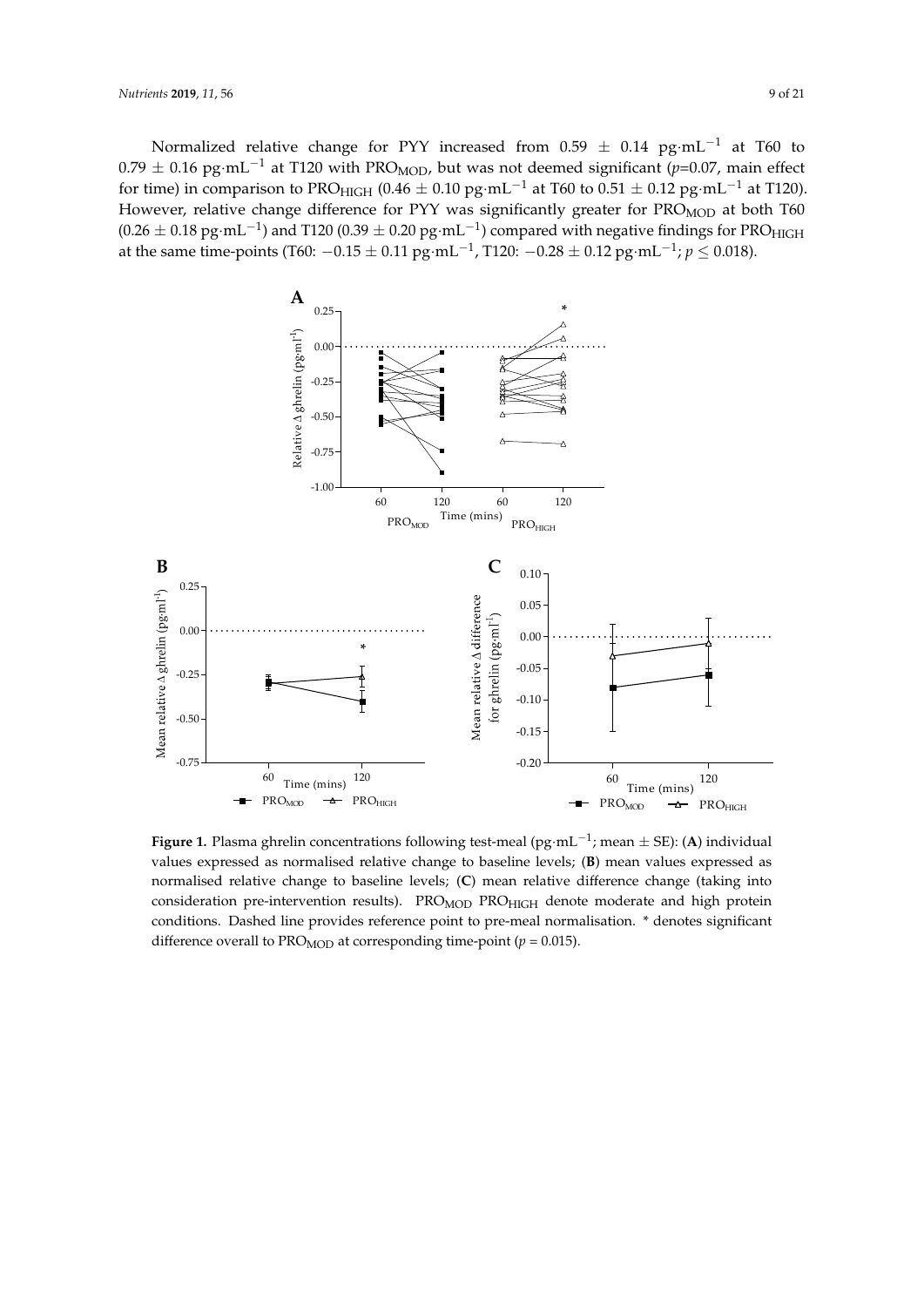Normalized relative change for PYY increased from $0.59 \pm 0.14$ pg·mL$^{-1}$ at T60 to $0.79 \pm 0.16$ pg·mL$^{-1}$ at T120 with $PRO_{MOD}$, but was not deemed significant ($p$=0.07, main effect for time) in comparison to $PRO_{HIGH}$ ($0.46 \pm 0.10$ pg·mL$^{-1}$ at T60 to $0.51 \pm 0.12$ pg·mL$^{-1}$ at T120). However, relative change difference for PYY was significantly greater for $PRO_{MOD}$ at both T60 ($0.26 \pm 0.18$ pg·mL$^{-1}$) and T120 ($0.39 \pm 0.20$ pg·mL$^{-1}$) compared with negative findings for $PRO_{HIGH}$ at the same time-points (T60: $-0.15 \pm 0.11$ pg·mL$^{-1}$, T120: $-0.28 \pm 0.12$ pg·mL$^{-1}$; $p \leq 0.018$).

**Figure 1.** Plasma ghrelin concentrations following test-meal (pg·mL$^{-1}$; mean ± SE): (**A**) individual values expressed as normalised relative change to baseline levels; (**B**) mean values expressed as normalised relative change to baseline levels; (**C**) mean relative difference change (taking into consideration pre-intervention results). $PRO_{MOD}$ $PRO_{HIGH}$ denote moderate and high protein conditions. Dashed line provides reference point to pre-meal normalisation. * denotes significant difference overall to $PRO_{MOD}$ at corresponding time-point ($p$ = 0.015).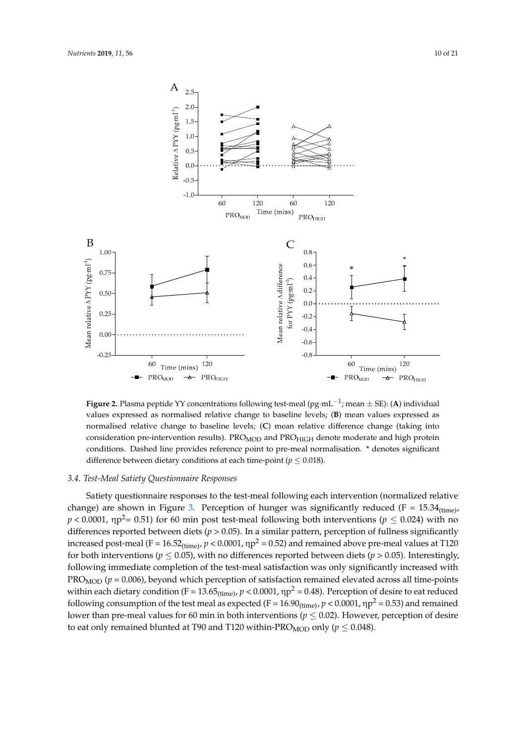**Figure 2.** Plasma peptide YY concentrations following test-meal (pg·mL$^{-1}$; mean ± SE): (**A**) individual values expressed as normalised relative change to baseline levels; (**B**) mean values expressed as normalised relative change to baseline levels; (**C**) mean relative difference change (taking into consideration pre-intervention results). $PRO_{MOD}$ and $PRO_{HIGH}$ denote moderate and high protein conditions. Dashed line provides reference point to pre-meal normalisation. * denotes significant difference between dietary conditions at each time-point ($p \leq 0.018$).

### 3.4. Test-Meal Satiety Questionnaire Responses

Satiety questionnaire responses to the test-meal following each intervention (normalized relative change) are shown in Figure 3. Perception of hunger was significantly reduced ($F = 15.34_{(time)}$, $p < 0.0001$, $\eta p^2 = 0.51$) for 60 min post test-meal following both interventions ($p \leq 0.024$) with no differences reported between diets ($p > 0.05$). In a similar pattern, perception of fullness significantly increased post-meal ($F = 16.52_{(time)}$, $p < 0.0001$, $\eta p^2 = 0.52$) and remained above pre-meal values at T120 for both interventions ($p \leq 0.05$), with no differences reported between diets ($p > 0.05$). Interestingly, following immediate completion of the test-meal satisfaction was only significantly increased with $PRO_{MOD}$ ($p = 0.006$), beyond which perception of satisfaction remained elevated across all time-points within each dietary condition ($F = 13.65_{(time)}$, $p < 0.0001$, $\eta p^2 = 0.48$). Perception of desire to eat reduced following consumption of the test meal as expected ($F = 16.90_{(time)}$, $p < 0.0001$, $\eta p^2 = 0.53$) and remained lower than pre-meal values for 60 min in both interventions ($p \leq 0.02$). However, perception of desire to eat only remained blunted at T90 and T120 within-$PRO_{MOD}$ only ($p \leq 0.048$).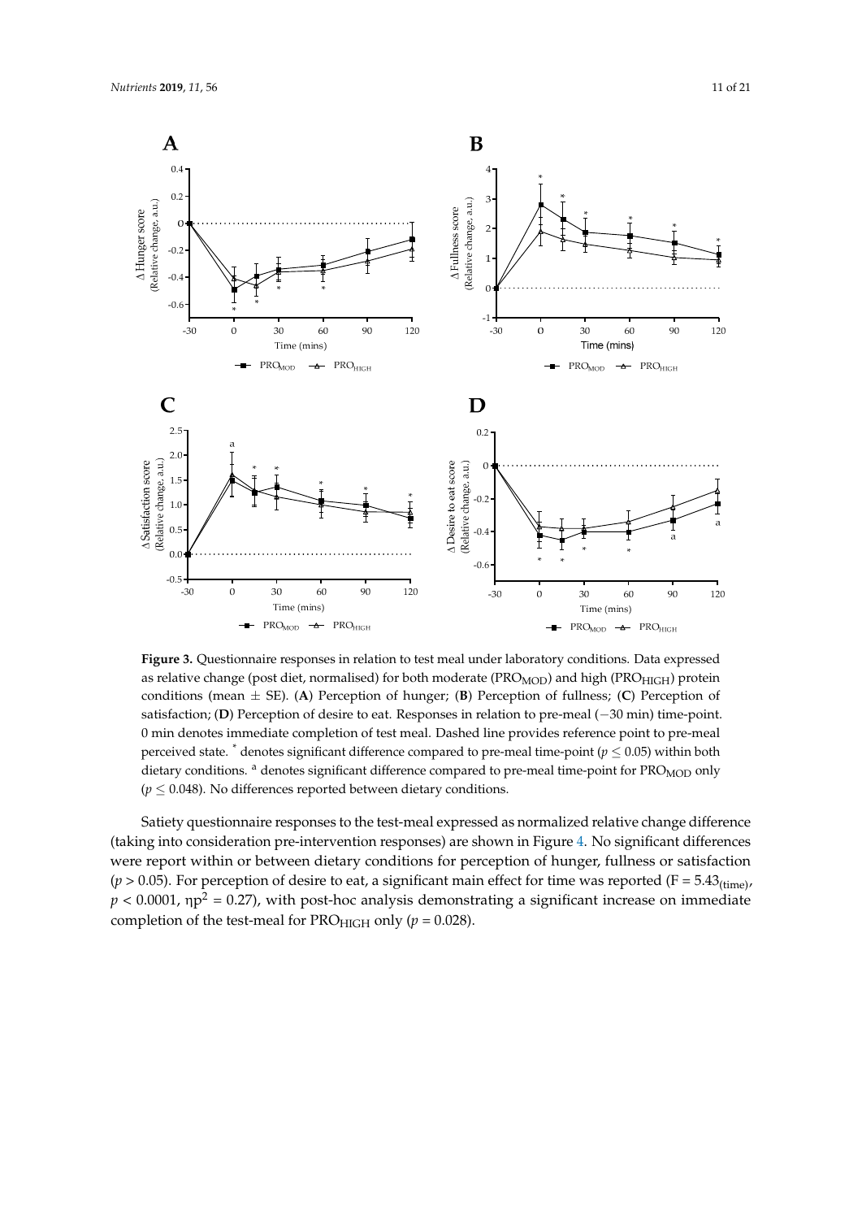**Figure 3.** Questionnaire responses in relation to test meal under laboratory conditions. Data expressed as relative change (post diet, normalised) for both moderate ($PRO_{MOD}$) and high ($PRO_{HIGH}$) protein conditions (mean ± SE). (**A**) Perception of hunger; (**B**) Perception of fullness; (**C**) Perception of satisfaction; (**D**) Perception of desire to eat. Responses in relation to pre-meal (−30 min) time-point. 0 min denotes immediate completion of test meal. Dashed line provides reference point to pre-meal perceived state. * denotes significant difference compared to pre-meal time-point ($p \leq 0.05$) within both dietary conditions. [a] denotes significant difference compared to pre-meal time-point for $PRO_{MOD}$ only ($p \leq 0.048$). No differences reported between dietary conditions.

Satiety questionnaire responses to the test-meal expressed as normalized relative change difference (taking into consideration pre-intervention responses) are shown in Figure 4. No significant differences were report within or between dietary conditions for perception of hunger, fullness or satisfaction ($p > 0.05$). For perception of desire to eat, a significant main effect for time was reported ($F = 5.43_{(time)}$, $p < 0.0001$, $\eta p^2 = 0.27$), with post-hoc analysis demonstrating a significant increase on immediate completion of the test-meal for $PRO_{HIGH}$ only ($p = 0.028$).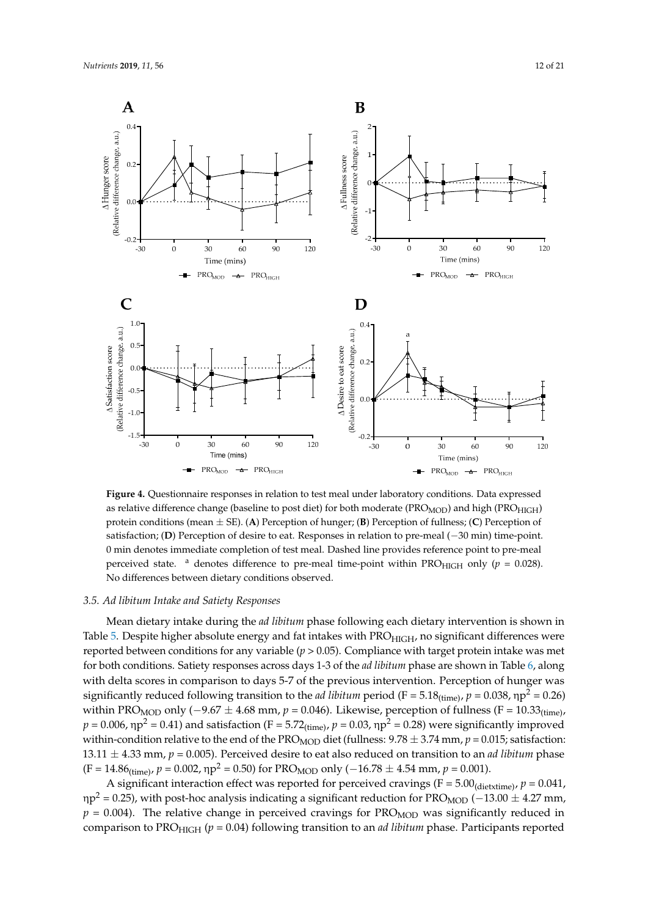**Figure 4.** Questionnaire responses in relation to test meal under laboratory conditions. Data expressed as relative difference change (baseline to post diet) for both moderate ($PRO_{MOD}$) and high ($PRO_{HIGH}$) protein conditions (mean ± SE). (**A**) Perception of hunger; (**B**) Perception of fullness; (**C**) Perception of satisfaction; (**D**) Perception of desire to eat. Responses in relation to pre-meal (−30 min) time-point. 0 min denotes immediate completion of test meal. Dashed line provides reference point to pre-meal perceived state. [a] denotes difference to pre-meal time-point within $PRO_{HIGH}$ only ($p$ = 0.028). No differences between dietary conditions observed.

### 3.5. *Ad Libitum* Intake and Satiety Responses

Mean dietary intake during the *ad libitum* phase following each dietary intervention is shown in Table 5. Despite higher absolute energy and fat intakes with $PRO_{HIGH}$, no significant differences were reported between conditions for any variable ($p > 0.05$). Compliance with target protein intake was met for both conditions. Satiety responses across days 1-3 of the *ad libitum* phase are shown in Table 6, along with delta scores in comparison to days 5-7 of the previous intervention. Perception of hunger was significantly reduced following transition to the *ad libitum* period ($F = 5.18_{(time)}$, $p = 0.038$, $\eta p^2 = 0.26$) within $PRO_{MOD}$ only (−9.67 ± 4.68 mm, $p = 0.046$). Likewise, perception of fullness ($F = 10.33_{(time)}$, $p = 0.006$, $\eta p^2 = 0.41$) and satisfaction ($F = 5.72_{(time)}$, $p = 0.03$, $\eta p^2 = 0.28$) were significantly improved within-condition relative to the end of the $PRO_{MOD}$ diet (fullness: 9.78 ± 3.74 mm, $p = 0.015$; satisfaction: 13.11 ± 4.33 mm, $p = 0.005$). Perceived desire to eat also reduced on transition to an *ad libitum* phase ($F = 14.86_{(time)}$, $p = 0.002$, $\eta p^2 = 0.50$) for $PRO_{MOD}$ only (−16.78 ± 4.54 mm, $p = 0.001$).

A significant interaction effect was reported for perceived cravings ($F = 5.00_{(diet \times time)}$, $p = 0.041$, $\eta p^2 = 0.25$), with post-hoc analysis indicating a significant reduction for $PRO_{MOD}$ (−13.00 ± 4.27 mm, $p = 0.004$). The relative change in perceived cravings for $PRO_{MOD}$ was significantly reduced in comparison to $PRO_{HIGH}$ ($p = 0.04$) following transition to an *ad libitum* phase. Participants reported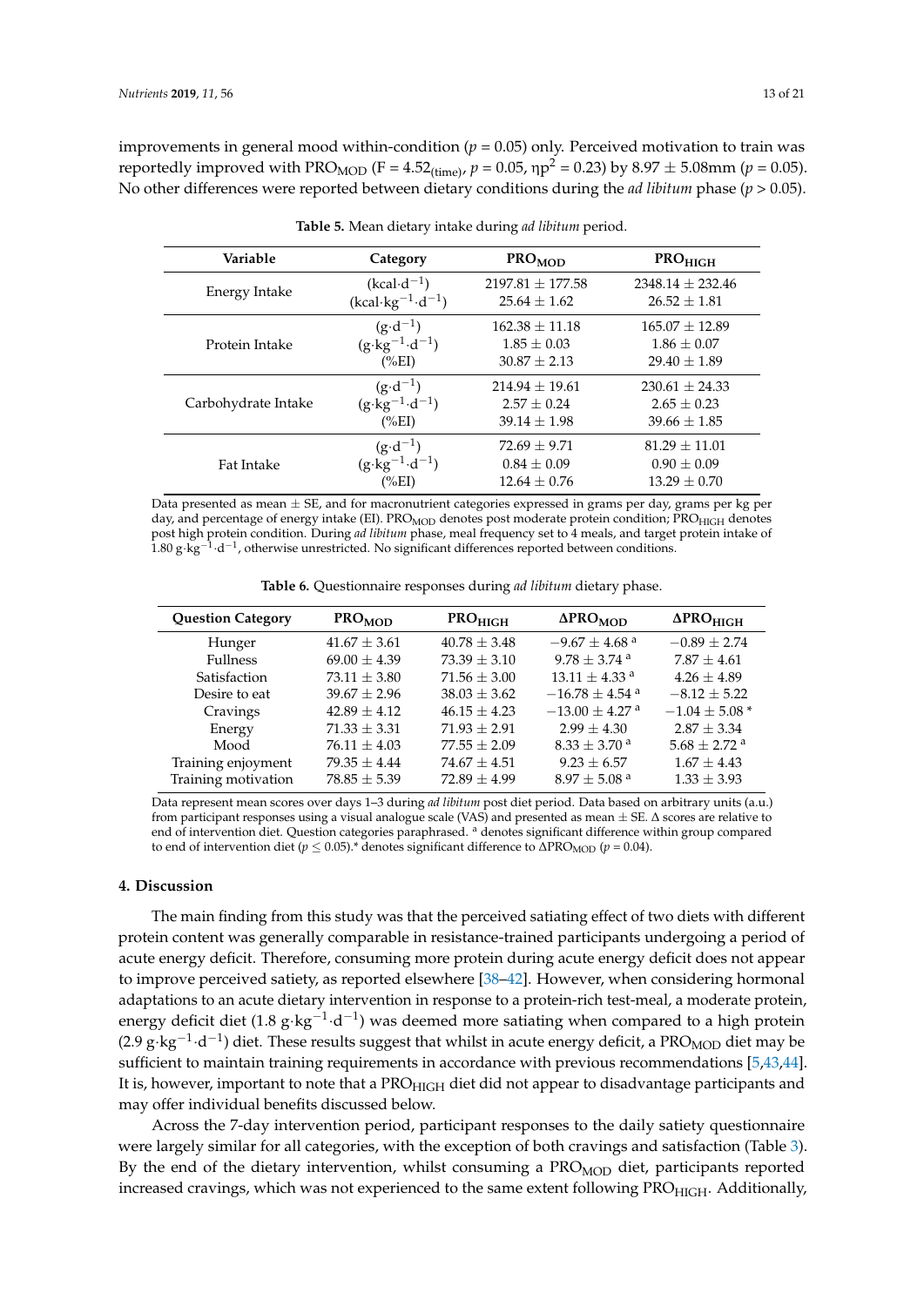improvements in general mood within-condition ($p = 0.05$) only. Perceived motivation to train was reportedly improved with $PRO_{MOD}$ ($F = 4.52_{(time)}$, $p = 0.05$, $\eta p^2 = 0.23$) by 8.97 ± 5.08mm ($p = 0.05$). No other differences were reported between dietary conditions during the *ad libitum* phase ($p > 0.05$).

**Table 5.** Mean dietary intake during *ad libitum* period.

| Variable | Category | $PRO_{MOD}$ | $PRO_{HIGH}$ |
|---|---|---|---|
| Energy Intake | ($kcal{\cdot}d^{-1}$) | 2197.81 ± 177.58 | 2348.14 ± 232.46 |
| | ($kcal{\cdot}kg^{-1}{\cdot}d^{-1}$) | 25.64 ± 1.62 | 26.52 ± 1.81 |
| Protein Intake | ($g{\cdot}d^{-1}$) | 162.38 ± 11.18 | 165.07 ± 12.89 |
| | ($g{\cdot}kg^{-1}{\cdot}d^{-1}$) | 1.85 ± 0.03 | 1.86 ± 0.07 |
| | (%EI) | 30.87 ± 2.13 | 29.40 ± 1.89 |
| Carbohydrate Intake | ($g{\cdot}d^{-1}$) | 214.94 ± 19.61 | 230.61 ± 24.33 |
| | ($g{\cdot}kg^{-1}{\cdot}d^{-1}$) | 2.57 ± 0.24 | 2.65 ± 0.23 |
| | (%EI) | 39.14 ± 1.98 | 39.66 ± 1.85 |
| Fat Intake | ($g{\cdot}d^{-1}$) | 72.69 ± 9.71 | 81.29 ± 11.01 |
| | ($g{\cdot}kg^{-1}{\cdot}d^{-1}$) | 0.84 ± 0.09 | 0.90 ± 0.09 |
| | (%EI) | 12.64 ± 0.76 | 13.29 ± 0.70 |

Data presented as mean ± SE, and for macronutrient categories expressed in grams per day, grams per kg per day, and percentage of energy intake (EI). $PRO_{MOD}$ denotes post moderate protein condition; $PRO_{HIGH}$ denotes post high protein condition. During *ad libitum* phase, meal frequency set to 4 meals, and target protein intake of 1.80 $g{\cdot}kg^{-1}{\cdot}d^{-1}$, otherwise unrestricted. No significant differences reported between conditions.

**Table 6.** Questionnaire responses during *ad libitum* dietary phase.

| Question Category | $PRO_{MOD}$ | $PRO_{HIGH}$ | $\Delta PRO_{MOD}$ | $\Delta PRO_{HIGH}$ |
|---|---|---|---|---|
| Hunger | 41.67 ± 3.61 | 40.78 ± 3.48 | −9.67 ± 4.68 [a] | −0.89 ± 2.74 |
| Fullness | 69.00 ± 4.39 | 73.39 ± 3.10 | 9.78 ± 3.74 [a] | 7.87 ± 4.61 |
| Satisfaction | 73.11 ± 3.80 | 71.56 ± 3.00 | 13.11 ± 4.33 [a] | 4.26 ± 4.89 |
| Desire to eat | 39.67 ± 2.96 | 38.03 ± 3.62 | −16.78 ± 4.54 [a] | −8.12 ± 5.22 |
| Cravings | 42.89 ± 4.12 | 46.15 ± 4.23 | −13.00 ± 4.27 [a] | −1.04 ± 5.08 * |
| Energy | 71.33 ± 3.31 | 71.93 ± 2.91 | 2.99 ± 4.30 | 2.87 ± 3.34 |
| Mood | 76.11 ± 4.03 | 77.55 ± 2.09 | 8.33 ± 3.70 [a] | 5.68 ± 2.72 [a] |
| Training enjoyment | 79.35 ± 4.44 | 74.67 ± 4.51 | 9.23 ± 6.57 | 1.67 ± 4.43 |
| Training motivation | 78.85 ± 5.39 | 72.89 ± 4.99 | 8.97 ± 5.08 [a] | 1.33 ± 3.93 |

Data represent mean scores over days 1–3 during *ad libitum* post diet period. Data based on arbitrary units (a.u.) from participant responses using a visual analogue scale (VAS) and presented as mean ± SE. Δ scores are relative to end of intervention diet. Question categories paraphrased. [a] denotes significant difference within group compared to end of intervention diet ($p \leq 0.05$).* denotes significant difference to $\Delta PRO_{MOD}$ ($p = 0.04$).

## 4. Discussion

The main finding from this study was that the perceived satiating effect of two diets with different protein content was generally comparable in resistance-trained participants undergoing a period of acute energy deficit. Therefore, consuming more protein during acute energy deficit does not appear to improve perceived satiety, as reported elsewhere [38–42]. However, when considering hormonal adaptations to an acute dietary intervention in response to a protein-rich test-meal, a moderate protein, energy deficit diet (1.8 $g{\cdot}kg^{-1}{\cdot}d^{-1}$) was deemed more satiating when compared to a high protein (2.9 $g{\cdot}kg^{-1}{\cdot}d^{-1}$) diet. These results suggest that whilst in acute energy deficit, a $PRO_{MOD}$ diet may be sufficient to maintain training requirements in accordance with previous recommendations [5,43,44]. It is, however, important to note that a $PRO_{HIGH}$ diet did not appear to disadvantage participants and may offer individual benefits discussed below.

Across the 7-day intervention period, participant responses to the daily satiety questionnaire were largely similar for all categories, with the exception of both cravings and satisfaction (Table 3). By the end of the dietary intervention, whilst consuming a $PRO_{MOD}$ diet, participants reported increased cravings, which was not experienced to the same extent following $PRO_{HIGH}$. Additionally,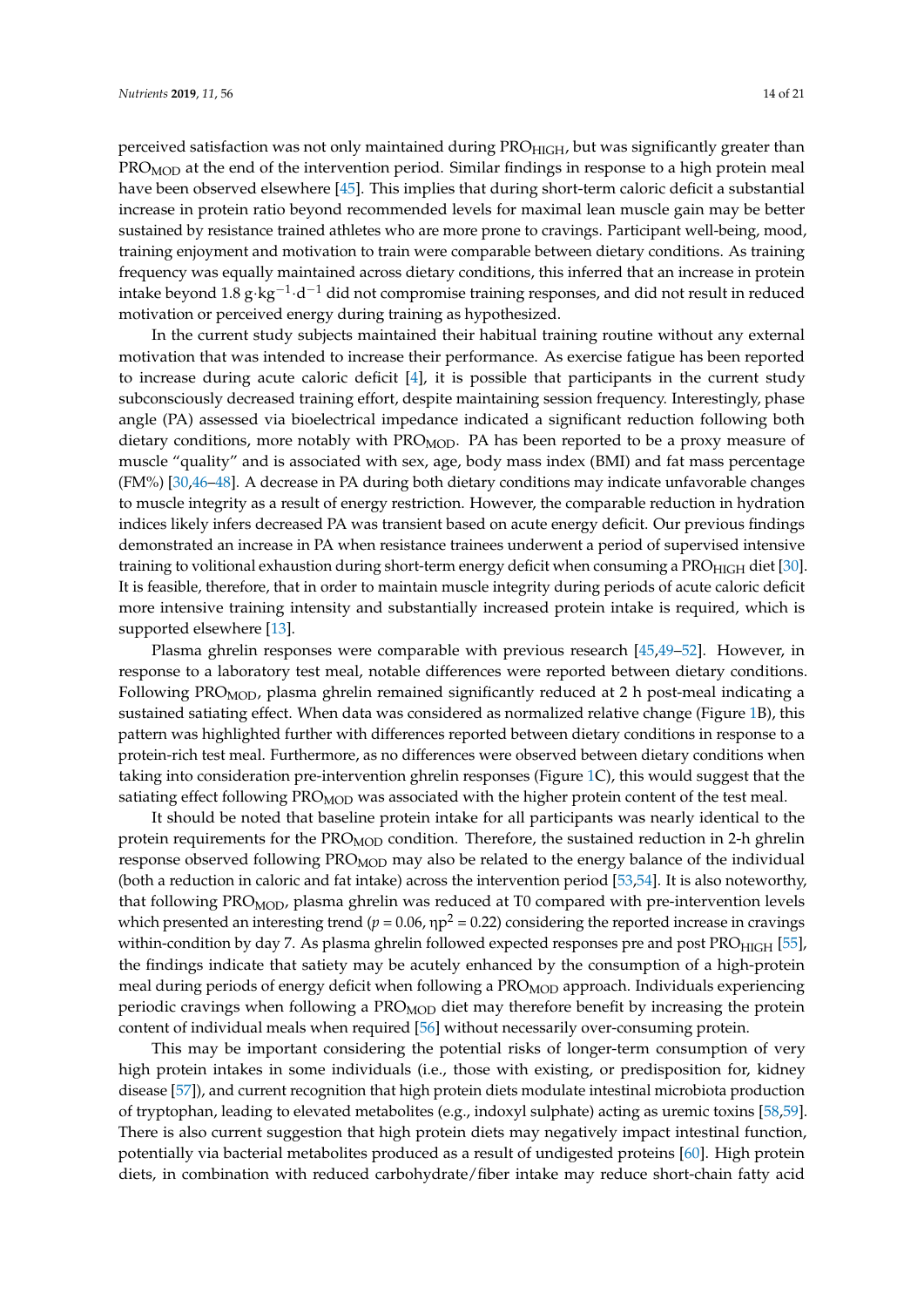perceived satisfaction was not only maintained during $PRO_{HIGH}$, but was significantly greater than $PRO_{MOD}$ at the end of the intervention period. Similar findings in response to a high protein meal have been observed elsewhere [45]. This implies that during short-term caloric deficit a substantial increase in protein ratio beyond recommended levels for maximal lean muscle gain may be better sustained by resistance trained athletes who are more prone to cravings. Participant well-being, mood, training enjoyment and motivation to train were comparable between dietary conditions. As training frequency was equally maintained across dietary conditions, this inferred that an increase in protein intake beyond 1.8 $g \cdot kg^{-1} \cdot d^{-1}$ did not compromise training responses, and did not result in reduced motivation or perceived energy during training as hypothesized.

In the current study subjects maintained their habitual training routine without any external motivation that was intended to increase their performance. As exercise fatigue has been reported to increase during acute caloric deficit [4], it is possible that participants in the current study subconsciously decreased training effort, despite maintaining session frequency. Interestingly, phase angle (PA) assessed via bioelectrical impedance indicated a significant reduction following both dietary conditions, more notably with $PRO_{MOD}$. PA has been reported to be a proxy measure of muscle "quality" and is associated with sex, age, body mass index (BMI) and fat mass percentage (FM%) [30,46–48]. A decrease in PA during both dietary conditions may indicate unfavorable changes to muscle integrity as a result of energy restriction. However, the comparable reduction in hydration indices likely infers decreased PA was transient based on acute energy deficit. Our previous findings demonstrated an increase in PA when resistance trainees underwent a period of supervised intensive training to volitional exhaustion during short-term energy deficit when consuming a $PRO_{HIGH}$ diet [30]. It is feasible, therefore, that in order to maintain muscle integrity during periods of acute caloric deficit more intensive training intensity and substantially increased protein intake is required, which is supported elsewhere [13].

Plasma ghrelin responses were comparable with previous research [45,49–52]. However, in response to a laboratory test meal, notable differences were reported between dietary conditions. Following $PRO_{MOD}$, plasma ghrelin remained significantly reduced at 2 h post-meal indicating a sustained satiating effect. When data was considered as normalized relative change (Figure 1B), this pattern was highlighted further with differences reported between dietary conditions in response to a protein-rich test meal. Furthermore, as no differences were observed between dietary conditions when taking into consideration pre-intervention ghrelin responses (Figure 1C), this would suggest that the satiating effect following $PRO_{MOD}$ was associated with the higher protein content of the test meal.

It should be noted that baseline protein intake for all participants was nearly identical to the protein requirements for the $PRO_{MOD}$ condition. Therefore, the sustained reduction in 2-h ghrelin response observed following $PRO_{MOD}$ may also be related to the energy balance of the individual (both a reduction in caloric and fat intake) across the intervention period [53,54]. It is also noteworthy, that following $PRO_{MOD}$, plasma ghrelin was reduced at T0 compared with pre-intervention levels which presented an interesting trend ($p = 0.06$, $\eta p^2 = 0.22$) considering the reported increase in cravings within-condition by day 7. As plasma ghrelin followed expected responses pre and post $PRO_{HIGH}$ [55], the findings indicate that satiety may be acutely enhanced by the consumption of a high-protein meal during periods of energy deficit when following a $PRO_{MOD}$ approach. Individuals experiencing periodic cravings when following a $PRO_{MOD}$ diet may therefore benefit by increasing the protein content of individual meals when required [56] without necessarily over-consuming protein.

This may be important considering the potential risks of longer-term consumption of very high protein intakes in some individuals (i.e., those with existing, or predisposition for, kidney disease [57]), and current recognition that high protein diets modulate intestinal microbiota production of tryptophan, leading to elevated metabolites (e.g., indoxyl sulphate) acting as uremic toxins [58,59]. There is also current suggestion that high protein diets may negatively impact intestinal function, potentially via bacterial metabolites produced as a result of undigested proteins [60]. High protein diets, in combination with reduced carbohydrate/fiber intake may reduce short-chain fatty acid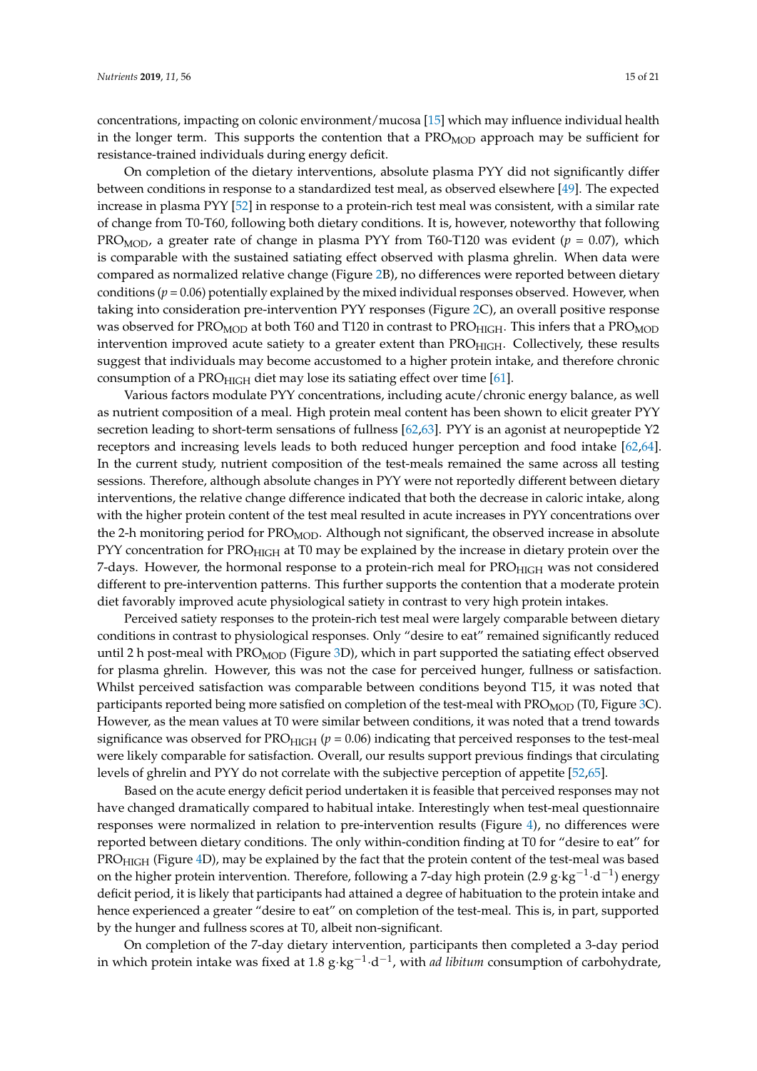concentrations, impacting on colonic environment/mucosa [15] which may influence individual health in the longer term. This supports the contention that a $\text{PRO}_{\text{MOD}}$ approach may be sufficient for resistance-trained individuals during energy deficit.

On completion of the dietary interventions, absolute plasma PYY did not significantly differ between conditions in response to a standardized test meal, as observed elsewhere [49]. The expected increase in plasma PYY [52] in response to a protein-rich test meal was consistent, with a similar rate of change from T0-T60, following both dietary conditions. It is, however, noteworthy that following $\text{PRO}_{\text{MOD}}$, a greater rate of change in plasma PYY from T60-T120 was evident ($p$ = 0.07), which is comparable with the sustained satiating effect observed with plasma ghrelin. When data were compared as normalized relative change (Figure 2B), no differences were reported between dietary conditions ($p$ = 0.06) potentially explained by the mixed individual responses observed. However, when taking into consideration pre-intervention PYY responses (Figure 2C), an overall positive response was observed for $\text{PRO}_{\text{MOD}}$ at both T60 and T120 in contrast to $\text{PRO}_{\text{HIGH}}$. This infers that a $\text{PRO}_{\text{MOD}}$ intervention improved acute satiety to a greater extent than $\text{PRO}_{\text{HIGH}}$. Collectively, these results suggest that individuals may become accustomed to a higher protein intake, and therefore chronic consumption of a $\text{PRO}_{\text{HIGH}}$ diet may lose its satiating effect over time [61].

Various factors modulate PYY concentrations, including acute/chronic energy balance, as well as nutrient composition of a meal. High protein meal content has been shown to elicit greater PYY secretion leading to short-term sensations of fullness [62,63]. PYY is an agonist at neuropeptide Y2 receptors and increasing levels leads to both reduced hunger perception and food intake [62,64]. In the current study, nutrient composition of the test-meals remained the same across all testing sessions. Therefore, although absolute changes in PYY were not reportedly different between dietary interventions, the relative change difference indicated that both the decrease in caloric intake, along with the higher protein content of the test meal resulted in acute increases in PYY concentrations over the 2-h monitoring period for $\text{PRO}_{\text{MOD}}$. Although not significant, the observed increase in absolute PYY concentration for $\text{PRO}_{\text{HIGH}}$ at T0 may be explained by the increase in dietary protein over the 7-days. However, the hormonal response to a protein-rich meal for $\text{PRO}_{\text{HIGH}}$ was not considered different to pre-intervention patterns. This further supports the contention that a moderate protein diet favorably improved acute physiological satiety in contrast to very high protein intakes.

Perceived satiety responses to the protein-rich test meal were largely comparable between dietary conditions in contrast to physiological responses. Only "desire to eat" remained significantly reduced until 2 h post-meal with $\text{PRO}_{\text{MOD}}$ (Figure 3D), which in part supported the satiating effect observed for plasma ghrelin. However, this was not the case for perceived hunger, fullness or satisfaction. Whilst perceived satisfaction was comparable between conditions beyond T15, it was noted that participants reported being more satisfied on completion of the test-meal with $\text{PRO}_{\text{MOD}}$ (T0, Figure 3C). However, as the mean values at T0 were similar between conditions, it was noted that a trend towards significance was observed for $\text{PRO}_{\text{HIGH}}$ ($p$ = 0.06) indicating that perceived responses to the test-meal were likely comparable for satisfaction. Overall, our results support previous findings that circulating levels of ghrelin and PYY do not correlate with the subjective perception of appetite [52,65].

Based on the acute energy deficit period undertaken it is feasible that perceived responses may not have changed dramatically compared to habitual intake. Interestingly when test-meal questionnaire responses were normalized in relation to pre-intervention results (Figure 4), no differences were reported between dietary conditions. The only within-condition finding at T0 for "desire to eat" for $\text{PRO}_{\text{HIGH}}$ (Figure 4D), may be explained by the fact that the protein content of the test-meal was based on the higher protein intervention. Therefore, following a 7-day high protein (2.9 $\text{g}\cdot\text{kg}^{-1}\cdot\text{d}^{-1}$) energy deficit period, it is likely that participants had attained a degree of habituation to the protein intake and hence experienced a greater "desire to eat" on completion of the test-meal. This is, in part, supported by the hunger and fullness scores at T0, albeit non-significant.

On completion of the 7-day dietary intervention, participants then completed a 3-day period in which protein intake was fixed at 1.8 $\text{g}\cdot\text{kg}^{-1}\cdot\text{d}^{-1}$, with *ad libitum* consumption of carbohydrate,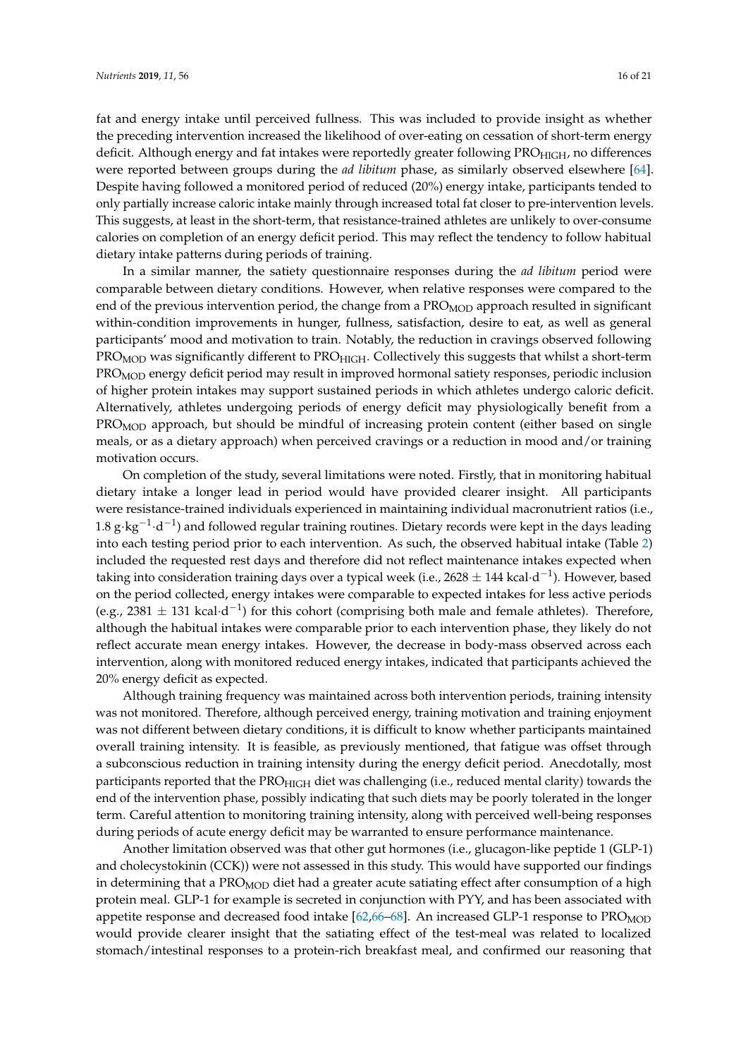fat and energy intake until perceived fullness. This was included to provide insight as whether the preceding intervention increased the likelihood of over-eating on cessation of short-term energy deficit. Although energy and fat intakes were reportedly greater following $PRO_{HIGH}$, no differences were reported between groups during the *ad libitum* phase, as similarly observed elsewhere [64]. Despite having followed a monitored period of reduced (20%) energy intake, participants tended to only partially increase caloric intake mainly through increased total fat closer to pre-intervention levels. This suggests, at least in the short-term, that resistance-trained athletes are unlikely to over-consume calories on completion of an energy deficit period. This may reflect the tendency to follow habitual dietary intake patterns during periods of training.

In a similar manner, the satiety questionnaire responses during the *ad libitum* period were comparable between dietary conditions. However, when relative responses were compared to the end of the previous intervention period, the change from a $PRO_{MOD}$ approach resulted in significant within-condition improvements in hunger, fullness, satisfaction, desire to eat, as well as general participants' mood and motivation to train. Notably, the reduction in cravings observed following $PRO_{MOD}$ was significantly different to $PRO_{HIGH}$. Collectively this suggests that whilst a short-term $PRO_{MOD}$ energy deficit period may result in improved hormonal satiety responses, periodic inclusion of higher protein intakes may support sustained periods in which athletes undergo caloric deficit. Alternatively, athletes undergoing periods of energy deficit may physiologically benefit from a $PRO_{MOD}$ approach, but should be mindful of increasing protein content (either based on single meals, or as a dietary approach) when perceived cravings or a reduction in mood and/or training motivation occurs.

On completion of the study, several limitations were noted. Firstly, that in monitoring habitual dietary intake a longer lead in period would have provided clearer insight. All participants were resistance-trained individuals experienced in maintaining individual macronutrient ratios (i.e., $1.8\ g \cdot kg^{-1} \cdot d^{-1}$) and followed regular training routines. Dietary records were kept in the days leading into each testing period prior to each intervention. As such, the observed habitual intake (Table 2) included the requested rest days and therefore did not reflect maintenance intakes expected when taking into consideration training days over a typical week (i.e., $2628 \pm 144\ kcal \cdot d^{-1}$). However, based on the period collected, energy intakes were comparable to expected intakes for less active periods (e.g., $2381 \pm 131\ kcal \cdot d^{-1}$) for this cohort (comprising both male and female athletes). Therefore, although the habitual intakes were comparable prior to each intervention phase, they likely do not reflect accurate mean energy intakes. However, the decrease in body-mass observed across each intervention, along with monitored reduced energy intakes, indicated that participants achieved the 20% energy deficit as expected.

Although training frequency was maintained across both intervention periods, training intensity was not monitored. Therefore, although perceived energy, training motivation and training enjoyment was not different between dietary conditions, it is difficult to know whether participants maintained overall training intensity. It is feasible, as previously mentioned, that fatigue was offset through a subconscious reduction in training intensity during the energy deficit period. Anecdotally, most participants reported that the $PRO_{HIGH}$ diet was challenging (i.e., reduced mental clarity) towards the end of the intervention phase, possibly indicating that such diets may be poorly tolerated in the longer term. Careful attention to monitoring training intensity, along with perceived well-being responses during periods of acute energy deficit may be warranted to ensure performance maintenance.

Another limitation observed was that other gut hormones (i.e., glucagon-like peptide 1 (GLP-1) and cholecystokinin (CCK)) were not assessed in this study. This would have supported our findings in determining that a $PRO_{MOD}$ diet had a greater acute satiating effect after consumption of a high protein meal. GLP-1 for example is secreted in conjunction with PYY, and has been associated with appetite response and decreased food intake [62,66–68]. An increased GLP-1 response to $PRO_{MOD}$ would provide clearer insight that the satiating effect of the test-meal was related to localized stomach/intestinal responses to a protein-rich breakfast meal, and confirmed our reasoning that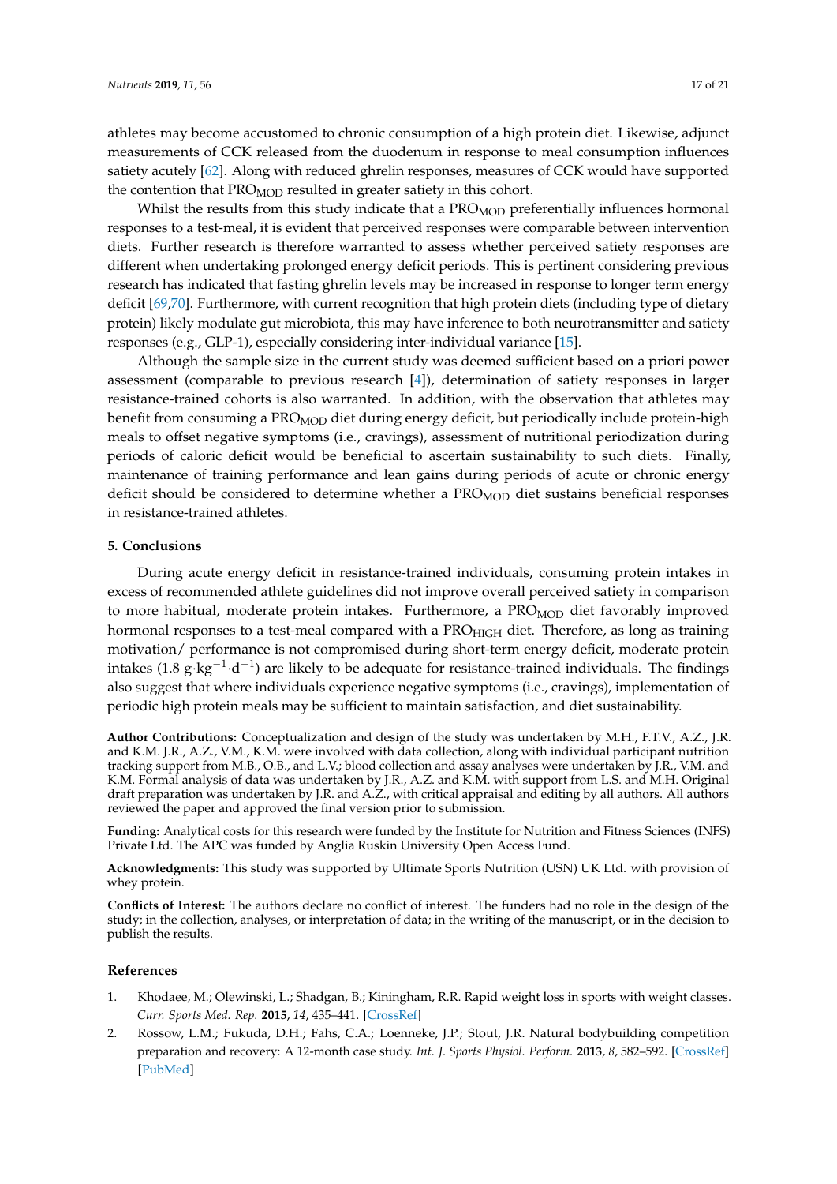athletes may become accustomed to chronic consumption of a high protein diet. Likewise, adjunct measurements of CCK released from the duodenum in response to meal consumption influences satiety acutely [62]. Along with reduced ghrelin responses, measures of CCK would have supported the contention that $PRO_{MOD}$ resulted in greater satiety in this cohort.

Whilst the results from this study indicate that a $PRO_{MOD}$ preferentially influences hormonal responses to a test-meal, it is evident that perceived responses were comparable between intervention diets. Further research is therefore warranted to assess whether perceived satiety responses are different when undertaking prolonged energy deficit periods. This is pertinent considering previous research has indicated that fasting ghrelin levels may be increased in response to longer term energy deficit [69,70]. Furthermore, with current recognition that high protein diets (including type of dietary protein) likely modulate gut microbiota, this may have inference to both neurotransmitter and satiety responses (e.g., GLP-1), especially considering inter-individual variance [15].

Although the sample size in the current study was deemed sufficient based on a priori power assessment (comparable to previous research [4]), determination of satiety responses in larger resistance-trained cohorts is also warranted. In addition, with the observation that athletes may benefit from consuming a $PRO_{MOD}$ diet during energy deficit, but periodically include protein-high meals to offset negative symptoms (i.e., cravings), assessment of nutritional periodization during periods of caloric deficit would be beneficial to ascertain sustainability to such diets. Finally, maintenance of training performance and lean gains during periods of acute or chronic energy deficit should be considered to determine whether a $PRO_{MOD}$ diet sustains beneficial responses in resistance-trained athletes.

## 5. Conclusions

During acute energy deficit in resistance-trained individuals, consuming protein intakes in excess of recommended athlete guidelines did not improve overall perceived satiety in comparison to more habitual, moderate protein intakes. Furthermore, a $PRO_{MOD}$ diet favorably improved hormonal responses to a test-meal compared with a $PRO_{HIGH}$ diet. Therefore, as long as training motivation/ performance is not compromised during short-term energy deficit, moderate protein intakes ($1.8\ g \cdot kg^{-1} \cdot d^{-1}$) are likely to be adequate for resistance-trained individuals. The findings also suggest that where individuals experience negative symptoms (i.e., cravings), implementation of periodic high protein meals may be sufficient to maintain satisfaction, and diet sustainability.

**Author Contributions:** Conceptualization and design of the study was undertaken by M.H., F.T.V., A.Z., J.R. and K.M. J.R., A.Z., V.M., K.M. were involved with data collection, along with individual participant nutrition tracking support from M.B., O.B., and L.V.; blood collection and assay analyses were undertaken by J.R., V.M. and K.M. Formal analysis of data was undertaken by J.R., A.Z. and K.M. with support from L.S. and M.H. Original draft preparation was undertaken by J.R. and A.Z., with critical appraisal and editing by all authors. All authors reviewed the paper and approved the final version prior to submission.

**Funding:** Analytical costs for this research were funded by the Institute for Nutrition and Fitness Sciences (INFS) Private Ltd. The APC was funded by Anglia Ruskin University Open Access Fund.

**Acknowledgments:** This study was supported by Ultimate Sports Nutrition (USN) UK Ltd. with provision of whey protein.

**Conflicts of Interest:** The authors declare no conflict of interest. The funders had no role in the design of the study; in the collection, analyses, or interpretation of data; in the writing of the manuscript, or in the decision to publish the results.

## References

1. Khodaee, M.; Olewinski, L.; Shadgan, B.; Kiningham, R.R. Rapid weight loss in sports with weight classes. *Curr. Sports Med. Rep.* **2015**, *14*, 435–441. [CrossRef]
2. Rossow, L.M.; Fukuda, D.H.; Fahs, C.A.; Loenneke, J.P.; Stout, J.R. Natural bodybuilding competition preparation and recovery: A 12-month case study. *Int. J. Sports Physiol. Perform.* **2013**, *8*, 582–592. [CrossRef] [PubMed]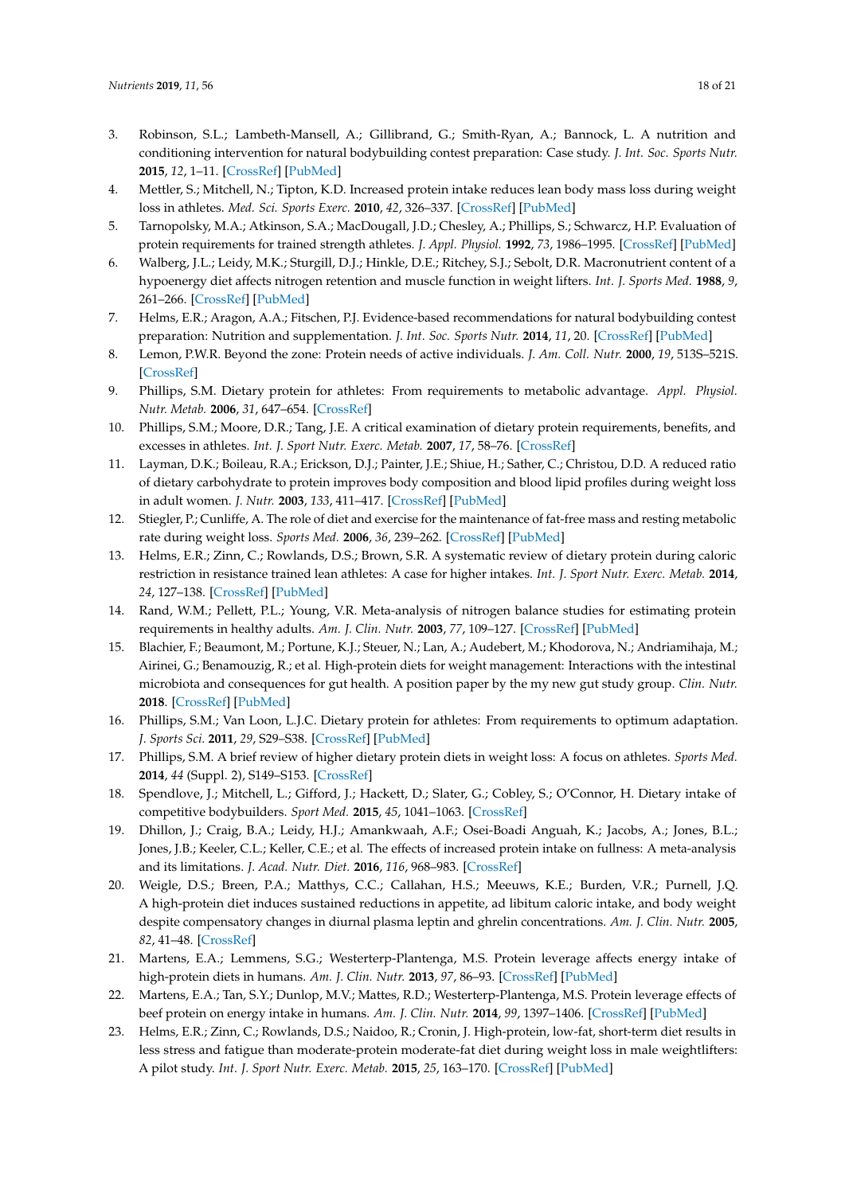3. Robinson, S.L.; Lambeth-Mansell, A.; Gillibrand, G.; Smith-Ryan, A.; Bannock, L. A nutrition and conditioning intervention for natural bodybuilding contest preparation: Case study. *J. Int. Soc. Sports Nutr.* **2015**, *12*, 1–11. [CrossRef] [PubMed]
4. Mettler, S.; Mitchell, N.; Tipton, K.D. Increased protein intake reduces lean body mass loss during weight loss in athletes. *Med. Sci. Sports Exerc.* **2010**, *42*, 326–337. [CrossRef] [PubMed]
5. Tarnopolsky, M.A.; Atkinson, S.A.; MacDougall, J.D.; Chesley, A.; Phillips, S.; Schwarcz, H.P. Evaluation of protein requirements for trained strength athletes. *J. Appl. Physiol.* **1992**, *73*, 1986–1995. [CrossRef] [PubMed]
6. Walberg, J.L.; Leidy, M.K.; Sturgill, D.J.; Hinkle, D.E.; Ritchey, S.J.; Sebolt, D.R. Macronutrient content of a hypoenergy diet affects nitrogen retention and muscle function in weight lifters. *Int. J. Sports Med.* **1988**, *9*, 261–266. [CrossRef] [PubMed]
7. Helms, E.R.; Aragon, A.A.; Fitschen, P.J. Evidence-based recommendations for natural bodybuilding contest preparation: Nutrition and supplementation. *J. Int. Soc. Sports Nutr.* **2014**, *11*, 20. [CrossRef] [PubMed]
8. Lemon, P.W.R. Beyond the zone: Protein needs of active individuals. *J. Am. Coll. Nutr.* **2000**, *19*, 513S–521S. [CrossRef]
9. Phillips, S.M. Dietary protein for athletes: From requirements to metabolic advantage. *Appl. Physiol. Nutr. Metab.* **2006**, *31*, 647–654. [CrossRef]
10. Phillips, S.M.; Moore, D.R.; Tang, J.E. A critical examination of dietary protein requirements, benefits, and excesses in athletes. *Int. J. Sport Nutr. Exerc. Metab.* **2007**, *17*, 58–76. [CrossRef]
11. Layman, D.K.; Boileau, R.A.; Erickson, D.J.; Painter, J.E.; Shiue, H.; Sather, C.; Christou, D.D. A reduced ratio of dietary carbohydrate to protein improves body composition and blood lipid profiles during weight loss in adult women. *J. Nutr.* **2003**, *133*, 411–417. [CrossRef] [PubMed]
12. Stiegler, P.; Cunliffe, A. The role of diet and exercise for the maintenance of fat-free mass and resting metabolic rate during weight loss. *Sports Med.* **2006**, *36*, 239–262. [CrossRef] [PubMed]
13. Helms, E.R.; Zinn, C.; Rowlands, D.S.; Brown, S.R. A systematic review of dietary protein during caloric restriction in resistance trained lean athletes: A case for higher intakes. *Int. J. Sport Nutr. Exerc. Metab.* **2014**, *24*, 127–138. [CrossRef] [PubMed]
14. Rand, W.M.; Pellett, P.L.; Young, V.R. Meta-analysis of nitrogen balance studies for estimating protein requirements in healthy adults. *Am. J. Clin. Nutr.* **2003**, *77*, 109–127. [CrossRef] [PubMed]
15. Blachier, F.; Beaumont, M.; Portune, K.J.; Steuer, N.; Lan, A.; Audebert, M.; Khodorova, N.; Andriamihaja, M.; Airinei, G.; Benamouzig, R.; et al. High-protein diets for weight management: Interactions with the intestinal microbiota and consequences for gut health. A position paper by the my new gut study group. *Clin. Nutr.* **2018**. [CrossRef] [PubMed]
16. Phillips, S.M.; Van Loon, L.J.C. Dietary protein for athletes: From requirements to optimum adaptation. *J. Sports Sci.* **2011**, *29*, S29–S38. [CrossRef] [PubMed]
17. Phillips, S.M. A brief review of higher dietary protein diets in weight loss: A focus on athletes. *Sports Med.* **2014**, *44* (Suppl. 2), S149–S153. [CrossRef]
18. Spendlove, J.; Mitchell, L.; Gifford, J.; Hackett, D.; Slater, G.; Cobley, S.; O'Connor, H. Dietary intake of competitive bodybuilders. *Sport Med.* **2015**, *45*, 1041–1063. [CrossRef]
19. Dhillon, J.; Craig, B.A.; Leidy, H.J.; Amankwaah, A.F.; Osei-Boadi Anguah, K.; Jacobs, A.; Jones, B.L.; Jones, J.B.; Keeler, C.L.; Keller, C.E.; et al. The effects of increased protein intake on fullness: A meta-analysis and its limitations. *J. Acad. Nutr. Diet.* **2016**, *116*, 968–983. [CrossRef]
20. Weigle, D.S.; Breen, P.A.; Matthys, C.C.; Callahan, H.S.; Meeuws, K.E.; Burden, V.R.; Purnell, J.Q. A high-protein diet induces sustained reductions in appetite, ad libitum caloric intake, and body weight despite compensatory changes in diurnal plasma leptin and ghrelin concentrations. *Am. J. Clin. Nutr.* **2005**, *82*, 41–48. [CrossRef]
21. Martens, E.A.; Lemmens, S.G.; Westerterp-Plantenga, M.S. Protein leverage affects energy intake of high-protein diets in humans. *Am. J. Clin. Nutr.* **2013**, *97*, 86–93. [CrossRef] [PubMed]
22. Martens, E.A.; Tan, S.Y.; Dunlop, M.V.; Mattes, R.D.; Westerterp-Plantenga, M.S. Protein leverage effects of beef protein on energy intake in humans. *Am. J. Clin. Nutr.* **2014**, *99*, 1397–1406. [CrossRef] [PubMed]
23. Helms, E.R.; Zinn, C.; Rowlands, D.S.; Naidoo, R.; Cronin, J. High-protein, low-fat, short-term diet results in less stress and fatigue than moderate-protein moderate-fat diet during weight loss in male weightlifters: A pilot study. *Int. J. Sport Nutr. Exerc. Metab.* **2015**, *25*, 163–170. [CrossRef] [PubMed]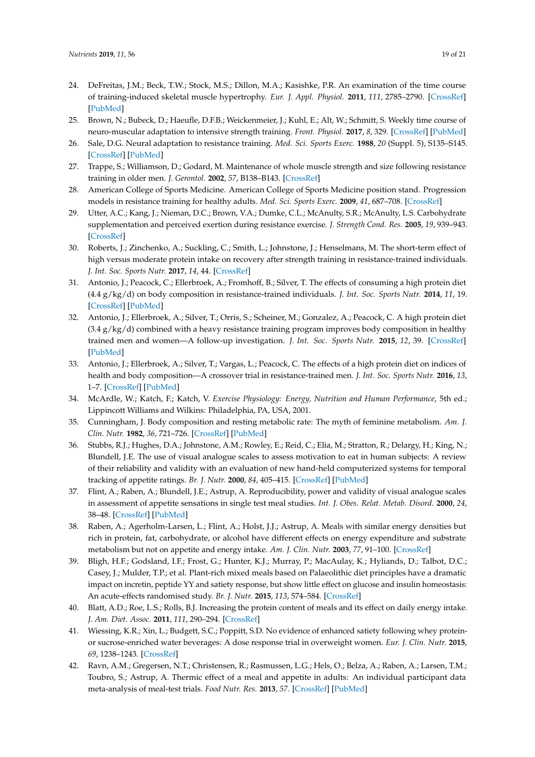24. DeFreitas, J.M.; Beck, T.W.; Stock, M.S.; Dillon, M.A.; Kasishke, P.R. An examination of the time course of training-induced skeletal muscle hypertrophy. *Eur. J. Appl. Physiol.* **2011**, *111*, 2785–2790. [CrossRef] [PubMed]
25. Brown, N.; Bubeck, D.; Haeufle, D.F.B.; Weickenmeier, J.; Kuhl, E.; Alt, W.; Schmitt, S. Weekly time course of neuro-muscular adaptation to intensive strength training. *Front. Physiol.* **2017**, *8*, 329. [CrossRef] [PubMed]
26. Sale, D.G. Neural adaptation to resistance training. *Med. Sci. Sports Exerc.* **1988**, *20* (Suppl. 5), S135–S145. [CrossRef] [PubMed]
27. Trappe, S.; Williamson, D.; Godard, M. Maintenance of whole muscle strength and size following resistance training in older men. *J. Gerontol.* **2002**, *57*, B138–B143. [CrossRef]
28. American College of Sports Medicine. American College of Sports Medicine position stand. Progression models in resistance training for healthy adults. *Med. Sci. Sports Exerc.* **2009**, *41*, 687–708. [CrossRef]
29. Utter, A.C.; Kang, J.; Nieman, D.C.; Brown, V.A.; Dumke, C.L.; McAnulty, S.R.; McAnulty, L.S. Carbohydrate supplementation and perceived exertion during resistance exercise. *J. Strength Cond. Res.* **2005**, *19*, 939–943. [CrossRef]
30. Roberts, J.; Zinchenko, A.; Suckling, C.; Smith, L.; Johnstone, J.; Henselmans, M. The short-term effect of high versus moderate protein intake on recovery after strength training in resistance-trained individuals. *J. Int. Soc. Sports Nutr.* **2017**, *14*, 44. [CrossRef]
31. Antonio, J.; Peacock, C.; Ellerbroek, A.; Fromhoff, B.; Silver, T. The effects of consuming a high protein diet (4.4 g/kg/d) on body composition in resistance-trained individuals. *J. Int. Soc. Sports Nutr.* **2014**, *11*, 19. [CrossRef] [PubMed]
32. Antonio, J.; Ellerbroek, A.; Silver, T.; Orris, S.; Scheiner, M.; Gonzalez, A.; Peacock, C. A high protein diet (3.4 g/kg/d) combined with a heavy resistance training program improves body composition in healthy trained men and women—A follow-up investigation. *J. Int. Soc. Sports Nutr.* **2015**, *12*, 39. [CrossRef] [PubMed]
33. Antonio, J.; Ellerbroek, A.; Silver, T.; Vargas, L.; Peacock, C. The effects of a high protein diet on indices of health and body composition—A crossover trial in resistance-trained men. *J. Int. Soc. Sports Nutr.* **2016**, *13*, 1–7. [CrossRef] [PubMed]
34. McArdle, W.; Katch, F.; Katch, V. *Exercise Physiology: Energy, Nutrition and Human Performance*, 5th ed.; Lippincott Williams and Wilkins: Philadelphia, PA, USA, 2001.
35. Cunningham, J. Body composition and resting metabolic rate: The myth of feminine metabolism. *Am. J. Clin. Nutr.* **1982**, *36*, 721–726. [CrossRef] [PubMed]
36. Stubbs, R.J.; Hughes, D.A.; Johnstone, A.M.; Rowley, E.; Reid, C.; Elia, M.; Stratton, R.; Delargy, H.; King, N.; Blundell, J.E. The use of visual analogue scales to assess motivation to eat in human subjects: A review of their reliability and validity with an evaluation of new hand-held computerized systems for temporal tracking of appetite ratings. *Br. J. Nutr.* **2000**, *84*, 405–415. [CrossRef] [PubMed]
37. Flint, A.; Raben, A.; Blundell, J.E.; Astrup, A. Reproducibility, power and validity of visual analogue scales in assessment of appetite sensations in single test meal studies. *Int. J. Obes. Relat. Metab. Disord.* **2000**, *24*, 38–48. [CrossRef] [PubMed]
38. Raben, A.; Agerholm-Larsen, L.; Flint, A.; Holst, J.J.; Astrup, A. Meals with similar energy densities but rich in protein, fat, carbohydrate, or alcohol have different effects on energy expenditure and substrate metabolism but not on appetite and energy intake. *Am. J. Clin. Nutr.* **2003**, *77*, 91–100. [CrossRef]
39. Bligh, H.F.; Godsland, I.F.; Frost, G.; Hunter, K.J.; Murray, P.; MacAulay, K.; Hyliands, D.; Talbot, D.C.; Casey, J.; Mulder, T.P.; et al. Plant-rich mixed meals based on Palaeolithic diet principles have a dramatic impact on incretin, peptide YY and satiety response, but show little effect on glucose and insulin homeostasis: An acute-effects randomised study. *Br. J. Nutr.* **2015**, *113*, 574–584. [CrossRef]
40. Blatt, A.D.; Roe, L.S.; Rolls, B.J. Increasing the protein content of meals and its effect on daily energy intake. *J. Am. Diet. Assoc.* **2011**, *111*, 290–294. [CrossRef]
41. Wiessing, K.R.; Xin, L.; Budgett, S.C.; Poppitt, S.D. No evidence of enhanced satiety following whey protein- or sucrose-enriched water beverages: A dose response trial in overweight women. *Eur. J. Clin. Nutr.* **2015**, *69*, 1238–1243. [CrossRef]
42. Ravn, A.M.; Gregersen, N.T.; Christensen, R.; Rasmussen, L.G.; Hels, O.; Belza, A.; Raben, A.; Larsen, T.M.; Toubro, S.; Astrup, A. Thermic effect of a meal and appetite in adults: An individual participant data meta-analysis of meal-test trials. *Food Nutr. Res.* **2013**, *57*. [CrossRef] [PubMed]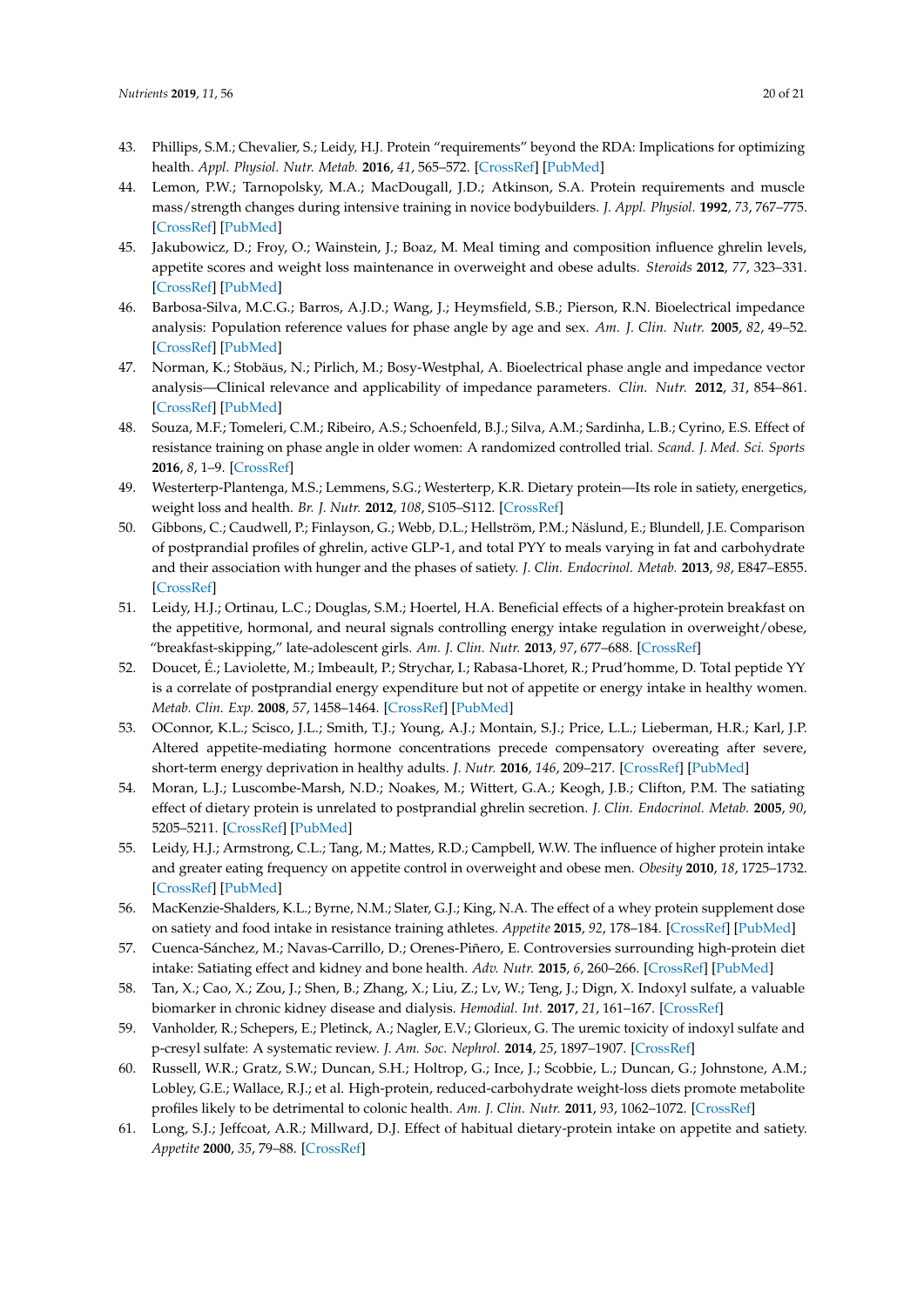43. Phillips, S.M.; Chevalier, S.; Leidy, H.J. Protein "requirements" beyond the RDA: Implications for optimizing health. *Appl. Physiol. Nutr. Metab.* **2016**, *41*, 565–572. [CrossRef] [PubMed]
44. Lemon, P.W.; Tarnopolsky, M.A.; MacDougall, J.D.; Atkinson, S.A. Protein requirements and muscle mass/strength changes during intensive training in novice bodybuilders. *J. Appl. Physiol.* **1992**, *73*, 767–775. [CrossRef] [PubMed]
45. Jakubowicz, D.; Froy, O.; Wainstein, J.; Boaz, M. Meal timing and composition influence ghrelin levels, appetite scores and weight loss maintenance in overweight and obese adults. *Steroids* **2012**, *77*, 323–331. [CrossRef] [PubMed]
46. Barbosa-Silva, M.C.G.; Barros, A.J.D.; Wang, J.; Heymsfield, S.B.; Pierson, R.N. Bioelectrical impedance analysis: Population reference values for phase angle by age and sex. *Am. J. Clin. Nutr.* **2005**, *82*, 49–52. [CrossRef] [PubMed]
47. Norman, K.; Stobäus, N.; Pirlich, M.; Bosy-Westphal, A. Bioelectrical phase angle and impedance vector analysis—Clinical relevance and applicability of impedance parameters. *Clin. Nutr.* **2012**, *31*, 854–861. [CrossRef] [PubMed]
48. Souza, M.F.; Tomeleri, C.M.; Ribeiro, A.S.; Schoenfeld, B.J.; Silva, A.M.; Sardinha, L.B.; Cyrino, E.S. Effect of resistance training on phase angle in older women: A randomized controlled trial. *Scand. J. Med. Sci. Sports* **2016**, *8*, 1–9. [CrossRef]
49. Westerterp-Plantenga, M.S.; Lemmens, S.G.; Westerterp, K.R. Dietary protein—Its role in satiety, energetics, weight loss and health. *Br. J. Nutr.* **2012**, *108*, S105–S112. [CrossRef]
50. Gibbons, C.; Caudwell, P.; Finlayson, G.; Webb, D.L.; Hellström, P.M.; Näslund, E.; Blundell, J.E. Comparison of postprandial profiles of ghrelin, active GLP-1, and total PYY to meals varying in fat and carbohydrate and their association with hunger and the phases of satiety. *J. Clin. Endocrinol. Metab.* **2013**, *98*, E847–E855. [CrossRef]
51. Leidy, H.J.; Ortinau, L.C.; Douglas, S.M.; Hoertel, H.A. Beneficial effects of a higher-protein breakfast on the appetitive, hormonal, and neural signals controlling energy intake regulation in overweight/obese, "breakfast-skipping," late-adolescent girls. *Am. J. Clin. Nutr.* **2013**, *97*, 677–688. [CrossRef]
52. Doucet, É.; Laviolette, M.; Imbeault, P.; Strychar, I.; Rabasa-Lhoret, R.; Prud'homme, D. Total peptide YY is a correlate of postprandial energy expenditure but not of appetite or energy intake in healthy women. *Metab. Clin. Exp.* **2008**, *57*, 1458–1464. [CrossRef] [PubMed]
53. OConnor, K.L.; Scisco, J.L.; Smith, T.J.; Young, A.J.; Montain, S.J.; Price, L.L.; Lieberman, H.R.; Karl, J.P. Altered appetite-mediating hormone concentrations precede compensatory overeating after severe, short-term energy deprivation in healthy adults. *J. Nutr.* **2016**, *146*, 209–217. [CrossRef] [PubMed]
54. Moran, L.J.; Luscombe-Marsh, N.D.; Noakes, M.; Wittert, G.A.; Keogh, J.B.; Clifton, P.M. The satiating effect of dietary protein is unrelated to postprandial ghrelin secretion. *J. Clin. Endocrinol. Metab.* **2005**, *90*, 5205–5211. [CrossRef] [PubMed]
55. Leidy, H.J.; Armstrong, C.L.; Tang, M.; Mattes, R.D.; Campbell, W.W. The influence of higher protein intake and greater eating frequency on appetite control in overweight and obese men. *Obesity* **2010**, *18*, 1725–1732. [CrossRef] [PubMed]
56. MacKenzie-Shalders, K.L.; Byrne, N.M.; Slater, G.J.; King, N.A. The effect of a whey protein supplement dose on satiety and food intake in resistance training athletes. *Appetite* **2015**, *92*, 178–184. [CrossRef] [PubMed]
57. Cuenca-Sánchez, M.; Navas-Carrillo, D.; Orenes-Piñero, E. Controversies surrounding high-protein diet intake: Satiating effect and kidney and bone health. *Adv. Nutr.* **2015**, *6*, 260–266. [CrossRef] [PubMed]
58. Tan, X.; Cao, X.; Zou, J.; Shen, B.; Zhang, X.; Liu, Z.; Lv, W.; Teng, J.; Dign, X. Indoxyl sulfate, a valuable biomarker in chronic kidney disease and dialysis. *Hemodial. Int.* **2017**, *21*, 161–167. [CrossRef]
59. Vanholder, R.; Schepers, E.; Pletinck, A.; Nagler, E.V.; Glorieux, G. The uremic toxicity of indoxyl sulfate and p-cresyl sulfate: A systematic review. *J. Am. Soc. Nephrol.* **2014**, *25*, 1897–1907. [CrossRef]
60. Russell, W.R.; Gratz, S.W.; Duncan, S.H.; Holtrop, G.; Ince, J.; Scobbie, L.; Duncan, G.; Johnstone, A.M.; Lobley, G.E.; Wallace, R.J.; et al. High-protein, reduced-carbohydrate weight-loss diets promote metabolite profiles likely to be detrimental to colonic health. *Am. J. Clin. Nutr.* **2011**, *93*, 1062–1072. [CrossRef]
61. Long, S.J.; Jeffcoat, A.R.; Millward, D.J. Effect of habitual dietary-protein intake on appetite and satiety. *Appetite* **2000**, *35*, 79–88. [CrossRef]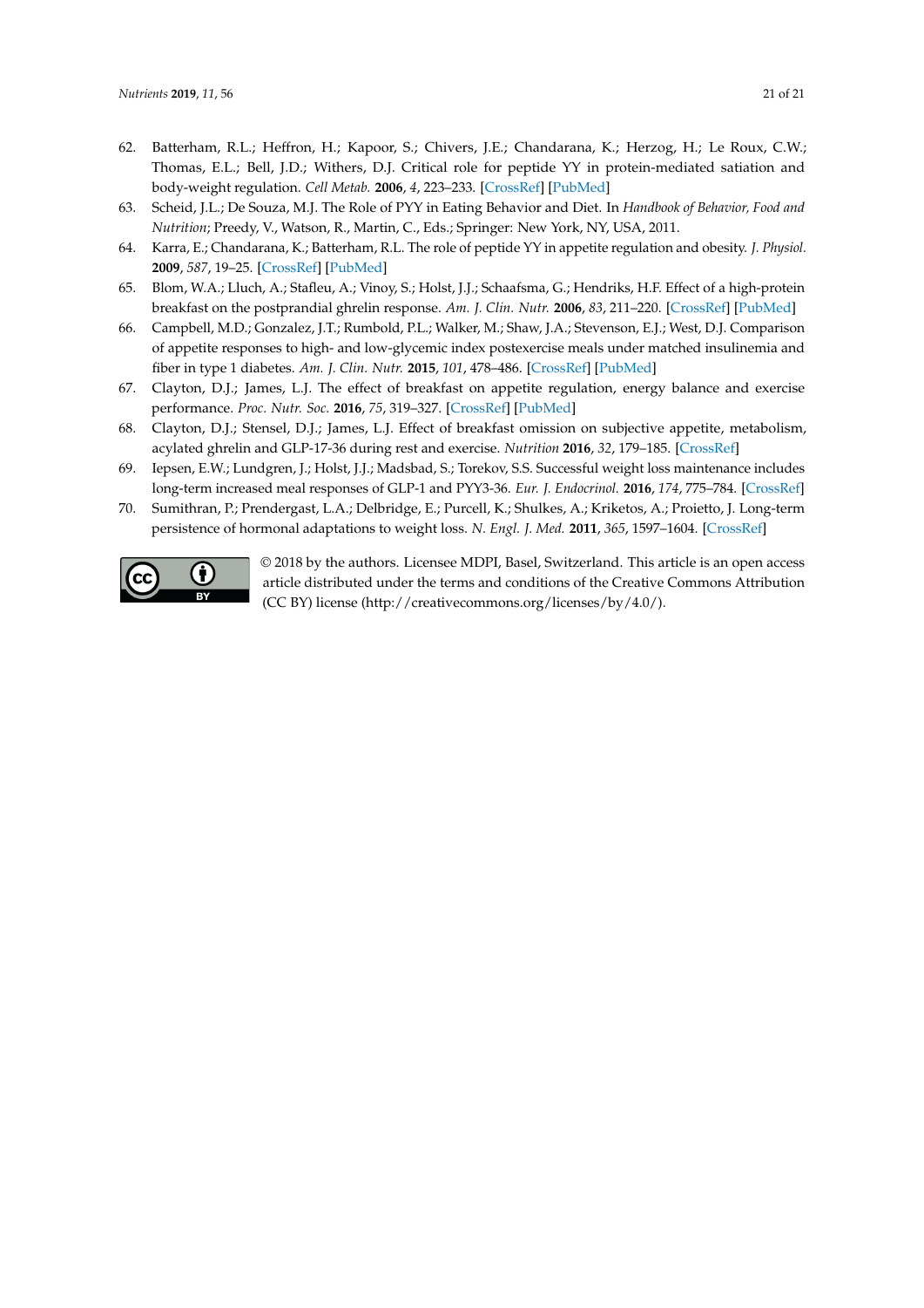62. Batterham, R.L.; Heffron, H.; Kapoor, S.; Chivers, J.E.; Chandarana, K.; Herzog, H.; Le Roux, C.W.; Thomas, E.L.; Bell, J.D.; Withers, D.J. Critical role for peptide YY in protein-mediated satiation and body-weight regulation. *Cell Metab.* **2006**, *4*, 223–233. [CrossRef] [PubMed]
63. Scheid, J.L.; De Souza, M.J. The Role of PYY in Eating Behavior and Diet. In *Handbook of Behavior, Food and Nutrition*; Preedy, V., Watson, R., Martin, C., Eds.; Springer: New York, NY, USA, 2011.
64. Karra, E.; Chandarana, K.; Batterham, R.L. The role of peptide YY in appetite regulation and obesity. *J. Physiol.* **2009**, *587*, 19–25. [CrossRef] [PubMed]
65. Blom, W.A.; Lluch, A.; Stafleu, A.; Vinoy, S.; Holst, J.J.; Schaafsma, G.; Hendriks, H.F. Effect of a high-protein breakfast on the postprandial ghrelin response. *Am. J. Clin. Nutr.* **2006**, *83*, 211–220. [CrossRef] [PubMed]
66. Campbell, M.D.; Gonzalez, J.T.; Rumbold, P.L.; Walker, M.; Shaw, J.A.; Stevenson, E.J.; West, D.J. Comparison of appetite responses to high- and low-glycemic index postexercise meals under matched insulinemia and fiber in type 1 diabetes. *Am. J. Clin. Nutr.* **2015**, *101*, 478–486. [CrossRef] [PubMed]
67. Clayton, D.J.; James, L.J. The effect of breakfast on appetite regulation, energy balance and exercise performance. *Proc. Nutr. Soc.* **2016**, *75*, 319–327. [CrossRef] [PubMed]
68. Clayton, D.J.; Stensel, D.J.; James, L.J. Effect of breakfast omission on subjective appetite, metabolism, acylated ghrelin and GLP-17-36 during rest and exercise. *Nutrition* **2016**, *32*, 179–185. [CrossRef]
69. Iepsen, E.W.; Lundgren, J.; Holst, J.J.; Madsbad, S.; Torekov, S.S. Successful weight loss maintenance includes long-term increased meal responses of GLP-1 and PYY3-36. *Eur. J. Endocrinol.* **2016**, *174*, 775–784. [CrossRef]
70. Sumithran, P.; Prendergast, L.A.; Delbridge, E.; Purcell, K.; Shulkes, A.; Kriketos, A.; Proietto, J. Long-term persistence of hormonal adaptations to weight loss. *N. Engl. J. Med.* **2011**, *365*, 1597–1604. [CrossRef]

© 2018 by the authors. Licensee MDPI, Basel, Switzerland. This article is an open access article distributed under the terms and conditions of the Creative Commons Attribution (CC BY) license (http://creativecommons.org/licenses/by/4.0/).